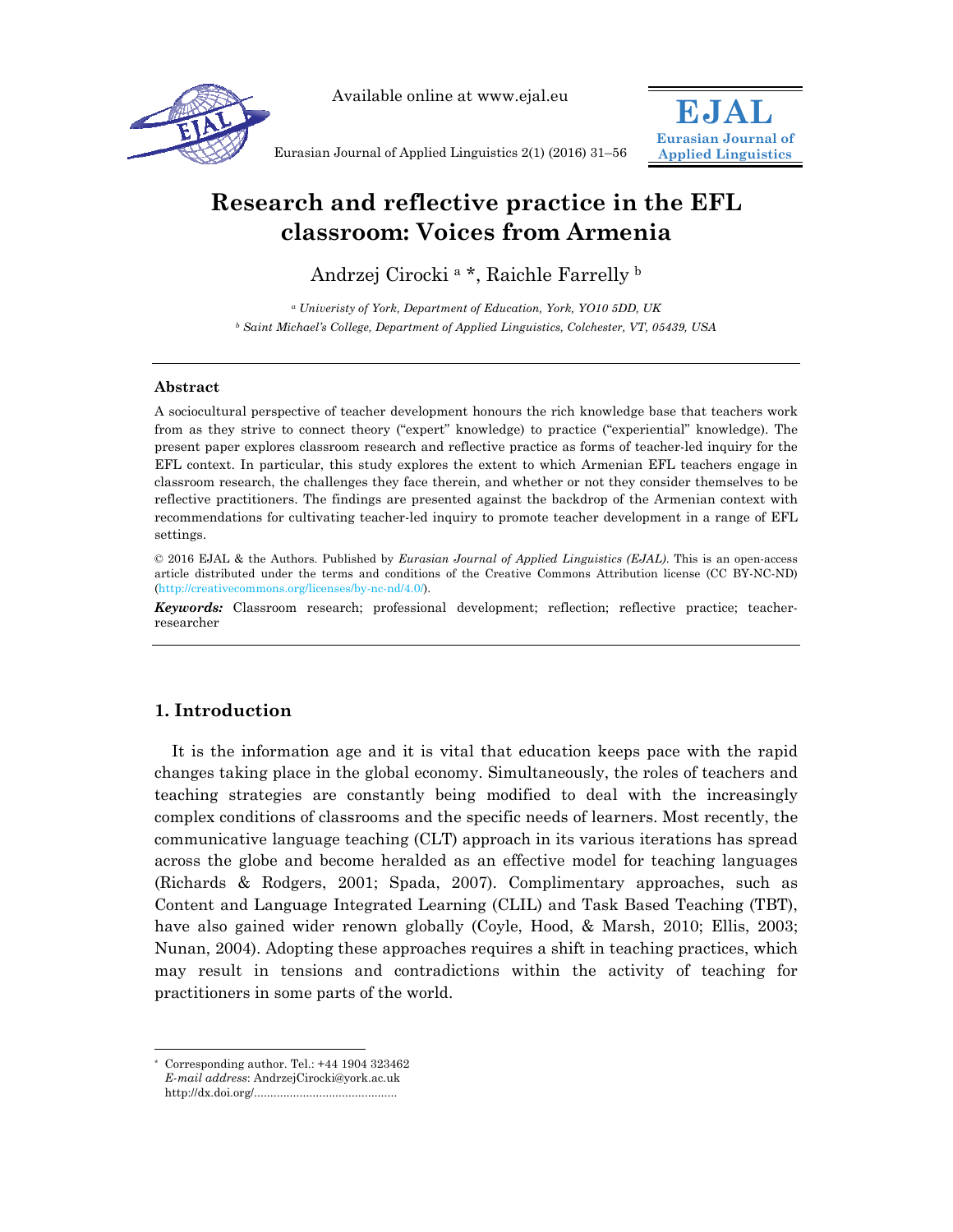Available online at www.ejal.eu

# Research and reflective practice in the EFL classroom: Voices from Armenia

Andrzej Cirocki [a] *, Raichle Farrelly [b]

[a] *Univeristy of York, Department of Education, York, YO10 5DD, UK*

[b] *Saint Michael's College, Department of Applied Linguistics, Colchester, VT, 05439, USA*

---

### Abstract

A sociocultural perspective of teacher development honours the rich knowledge base that teachers work from as they strive to connect theory ("expert" knowledge) to practice ("experiential" knowledge). The present paper explores classroom research and reflective practice as forms of teacher-led inquiry for the EFL context. In particular, this study explores the extent to which Armenian EFL teachers engage in classroom research, the challenges they face therein, and whether or not they consider themselves to be reflective practitioners. The findings are presented against the backdrop of the Armenian context with recommendations for cultivating teacher-led inquiry to promote teacher development in a range of EFL settings.

© 2016 EJAL & the Authors. Published by *Eurasian Journal of Applied Linguistics (EJAL)*. This is an open-access article distributed under the terms and conditions of the Creative Commons Attribution license (CC BY-NC-ND) (http://creativecommons.org/licenses/by-nc-nd/4.0/).

***Keywords:*** Classroom research; professional development; reflection; reflective practice; teacher-researcher

---

## 1. Introduction

It is the information age and it is vital that education keeps pace with the rapid changes taking place in the global economy. Simultaneously, the roles of teachers and teaching strategies are constantly being modified to deal with the increasingly complex conditions of classrooms and the specific needs of learners. Most recently, the communicative language teaching (CLT) approach in its various iterations has spread across the globe and become heralded as an effective model for teaching languages (Richards & Rodgers, 2001; Spada, 2007). Complimentary approaches, such as Content and Language Integrated Learning (CLIL) and Task Based Teaching (TBT), have also gained wider renown globally (Coyle, Hood, & Marsh, 2010; Ellis, 2003; Nunan, 2004). Adopting these approaches requires a shift in teaching practices, which may result in tensions and contradictions within the activity of teaching for practitioners in some parts of the world.

---

\* Corresponding author. Tel.: +44 1904 323462
*E-mail address*: AndrzejCirocki@york.ac.uk
http://dx.doi.org/..........................................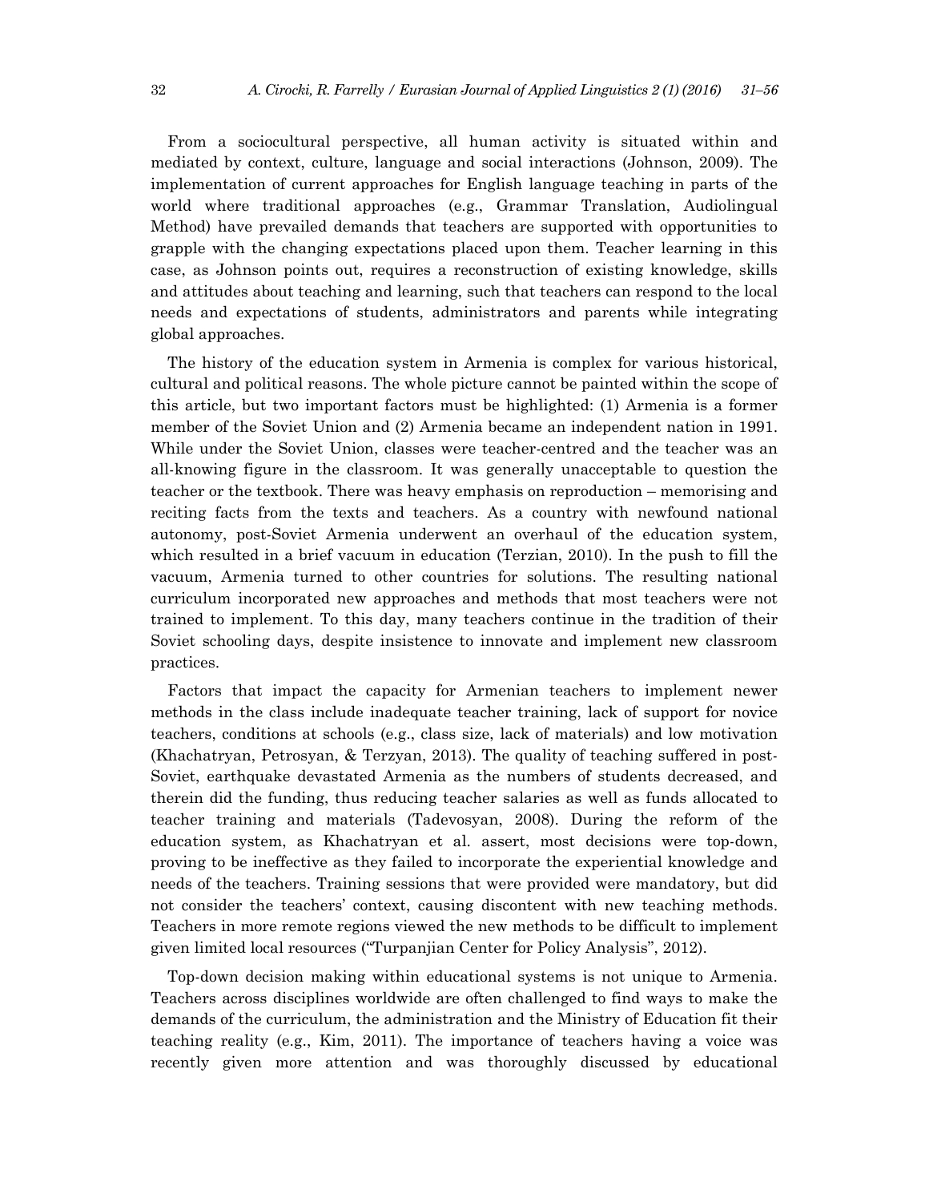From a sociocultural perspective, all human activity is situated within and mediated by context, culture, language and social interactions (Johnson, 2009). The implementation of current approaches for English language teaching in parts of the world where traditional approaches (e.g., Grammar Translation, Audiolingual Method) have prevailed demands that teachers are supported with opportunities to grapple with the changing expectations placed upon them. Teacher learning in this case, as Johnson points out, requires a reconstruction of existing knowledge, skills and attitudes about teaching and learning, such that teachers can respond to the local needs and expectations of students, administrators and parents while integrating global approaches.

The history of the education system in Armenia is complex for various historical, cultural and political reasons. The whole picture cannot be painted within the scope of this article, but two important factors must be highlighted: (1) Armenia is a former member of the Soviet Union and (2) Armenia became an independent nation in 1991. While under the Soviet Union, classes were teacher-centred and the teacher was an all-knowing figure in the classroom. It was generally unacceptable to question the teacher or the textbook. There was heavy emphasis on reproduction – memorising and reciting facts from the texts and teachers. As a country with newfound national autonomy, post-Soviet Armenia underwent an overhaul of the education system, which resulted in a brief vacuum in education (Terzian, 2010). In the push to fill the vacuum, Armenia turned to other countries for solutions. The resulting national curriculum incorporated new approaches and methods that most teachers were not trained to implement. To this day, many teachers continue in the tradition of their Soviet schooling days, despite insistence to innovate and implement new classroom practices.

Factors that impact the capacity for Armenian teachers to implement newer methods in the class include inadequate teacher training, lack of support for novice teachers, conditions at schools (e.g., class size, lack of materials) and low motivation (Khachatryan, Petrosyan, & Terzyan, 2013). The quality of teaching suffered in post-Soviet, earthquake devastated Armenia as the numbers of students decreased, and therein did the funding, thus reducing teacher salaries as well as funds allocated to teacher training and materials (Tadevosyan, 2008). During the reform of the education system, as Khachatryan et al. assert, most decisions were top-down, proving to be ineffective as they failed to incorporate the experiential knowledge and needs of the teachers. Training sessions that were provided were mandatory, but did not consider the teachers' context, causing discontent with new teaching methods. Teachers in more remote regions viewed the new methods to be difficult to implement given limited local resources ("Turpanjian Center for Policy Analysis", 2012).

Top-down decision making within educational systems is not unique to Armenia. Teachers across disciplines worldwide are often challenged to find ways to make the demands of the curriculum, the administration and the Ministry of Education fit their teaching reality (e.g., Kim, 2011). The importance of teachers having a voice was recently given more attention and was thoroughly discussed by educational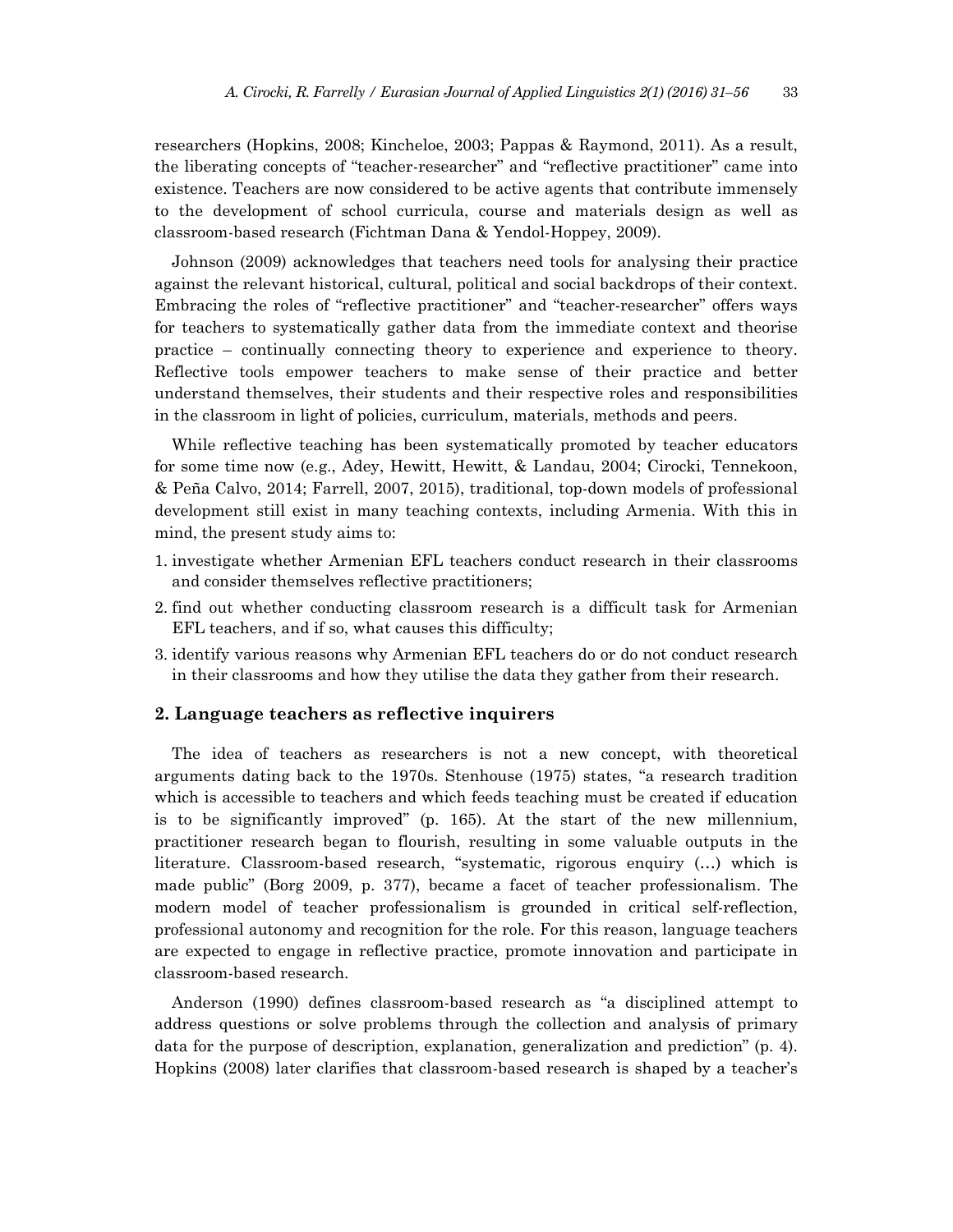researchers (Hopkins, 2008; Kincheloe, 2003; Pappas & Raymond, 2011). As a result, the liberating concepts of "teacher-researcher" and "reflective practitioner" came into existence. Teachers are now considered to be active agents that contribute immensely to the development of school curricula, course and materials design as well as classroom-based research (Fichtman Dana & Yendol-Hoppey, 2009).

Johnson (2009) acknowledges that teachers need tools for analysing their practice against the relevant historical, cultural, political and social backdrops of their context. Embracing the roles of "reflective practitioner" and "teacher-researcher" offers ways for teachers to systematically gather data from the immediate context and theorise practice – continually connecting theory to experience and experience to theory. Reflective tools empower teachers to make sense of their practice and better understand themselves, their students and their respective roles and responsibilities in the classroom in light of policies, curriculum, materials, methods and peers.

While reflective teaching has been systematically promoted by teacher educators for some time now (e.g., Adey, Hewitt, Hewitt, & Landau, 2004; Cirocki, Tennekoon, & Peña Calvo, 2014; Farrell, 2007, 2015), traditional, top-down models of professional development still exist in many teaching contexts, including Armenia. With this in mind, the present study aims to:

1. investigate whether Armenian EFL teachers conduct research in their classrooms and consider themselves reflective practitioners;
2. find out whether conducting classroom research is a difficult task for Armenian EFL teachers, and if so, what causes this difficulty;
3. identify various reasons why Armenian EFL teachers do or do not conduct research in their classrooms and how they utilise the data they gather from their research.

## 2. Language teachers as reflective inquirers

The idea of teachers as researchers is not a new concept, with theoretical arguments dating back to the 1970s. Stenhouse (1975) states, "a research tradition which is accessible to teachers and which feeds teaching must be created if education is to be significantly improved" (p. 165). At the start of the new millennium, practitioner research began to flourish, resulting in some valuable outputs in the literature. Classroom-based research, "systematic, rigorous enquiry (…) which is made public" (Borg 2009, p. 377), became a facet of teacher professionalism. The modern model of teacher professionalism is grounded in critical self-reflection, professional autonomy and recognition for the role. For this reason, language teachers are expected to engage in reflective practice, promote innovation and participate in classroom-based research.

Anderson (1990) defines classroom-based research as "a disciplined attempt to address questions or solve problems through the collection and analysis of primary data for the purpose of description, explanation, generalization and prediction" (p. 4). Hopkins (2008) later clarifies that classroom-based research is shaped by a teacher's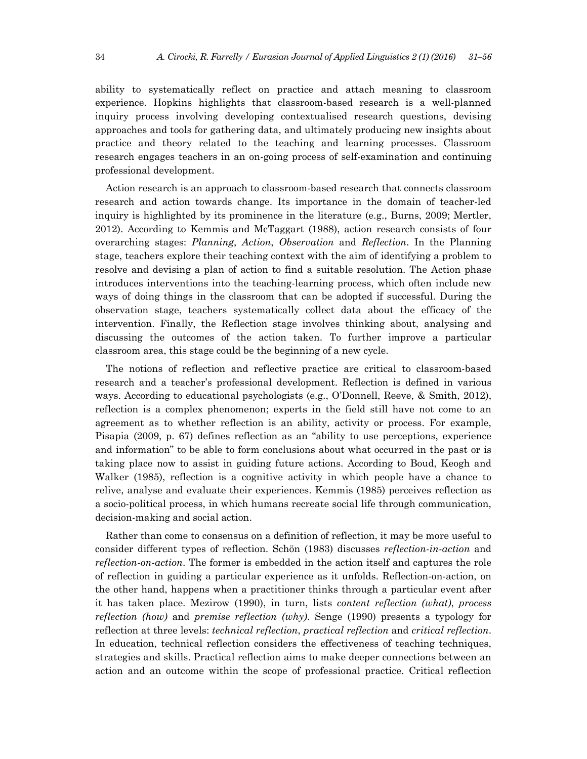ability to systematically reflect on practice and attach meaning to classroom experience. Hopkins highlights that classroom-based research is a well-planned inquiry process involving developing contextualised research questions, devising approaches and tools for gathering data, and ultimately producing new insights about practice and theory related to the teaching and learning processes. Classroom research engages teachers in an on-going process of self-examination and continuing professional development.

Action research is an approach to classroom-based research that connects classroom research and action towards change. Its importance in the domain of teacher-led inquiry is highlighted by its prominence in the literature (e.g., Burns, 2009; Mertler, 2012). According to Kemmis and McTaggart (1988), action research consists of four overarching stages: *Planning*, *Action*, *Observation* and *Reflection*. In the Planning stage, teachers explore their teaching context with the aim of identifying a problem to resolve and devising a plan of action to find a suitable resolution. The Action phase introduces interventions into the teaching-learning process, which often include new ways of doing things in the classroom that can be adopted if successful. During the observation stage, teachers systematically collect data about the efficacy of the intervention. Finally, the Reflection stage involves thinking about, analysing and discussing the outcomes of the action taken. To further improve a particular classroom area, this stage could be the beginning of a new cycle.

The notions of reflection and reflective practice are critical to classroom-based research and a teacher's professional development. Reflection is defined in various ways. According to educational psychologists (e.g., O'Donnell, Reeve, & Smith, 2012), reflection is a complex phenomenon; experts in the field still have not come to an agreement as to whether reflection is an ability, activity or process. For example, Pisapia (2009, p. 67) defines reflection as an "ability to use perceptions, experience and information" to be able to form conclusions about what occurred in the past or is taking place now to assist in guiding future actions. According to Boud, Keogh and Walker (1985), reflection is a cognitive activity in which people have a chance to relive, analyse and evaluate their experiences. Kemmis (1985) perceives reflection as a socio-political process, in which humans recreate social life through communication, decision-making and social action.

Rather than come to consensus on a definition of reflection, it may be more useful to consider different types of reflection. Schön (1983) discusses *reflection-in-action* and *reflection-on-action*. The former is embedded in the action itself and captures the role of reflection in guiding a particular experience as it unfolds. Reflection-on-action, on the other hand, happens when a practitioner thinks through a particular event after it has taken place. Mezirow (1990), in turn, lists *content reflection (what)*, *process reflection (how)* and *premise reflection (why)*. Senge (1990) presents a typology for reflection at three levels: *technical reflection*, *practical reflection* and *critical reflection*. In education, technical reflection considers the effectiveness of teaching techniques, strategies and skills. Practical reflection aims to make deeper connections between an action and an outcome within the scope of professional practice. Critical reflection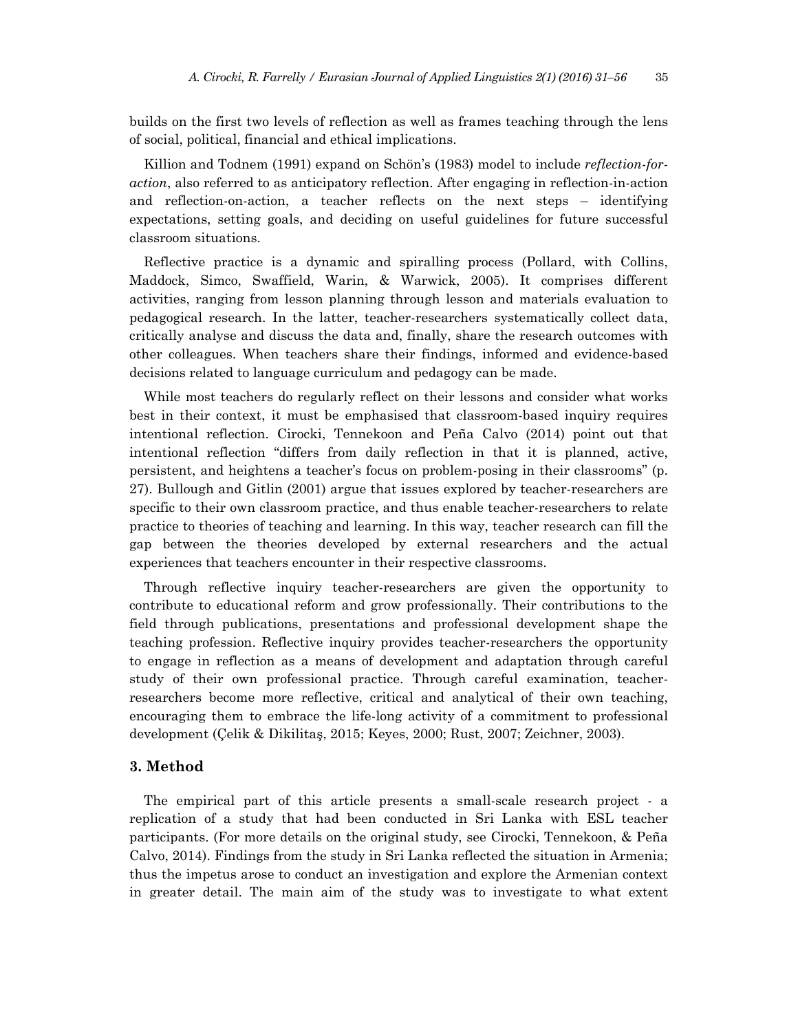builds on the first two levels of reflection as well as frames teaching through the lens of social, political, financial and ethical implications.

Killion and Todnem (1991) expand on Schön's (1983) model to include *reflection-for-action*, also referred to as anticipatory reflection. After engaging in reflection-in-action and reflection-on-action, a teacher reflects on the next steps – identifying expectations, setting goals, and deciding on useful guidelines for future successful classroom situations.

Reflective practice is a dynamic and spiralling process (Pollard, with Collins, Maddock, Simco, Swaffield, Warin, & Warwick, 2005). It comprises different activities, ranging from lesson planning through lesson and materials evaluation to pedagogical research. In the latter, teacher-researchers systematically collect data, critically analyse and discuss the data and, finally, share the research outcomes with other colleagues. When teachers share their findings, informed and evidence-based decisions related to language curriculum and pedagogy can be made.

While most teachers do regularly reflect on their lessons and consider what works best in their context, it must be emphasised that classroom-based inquiry requires intentional reflection. Cirocki, Tennekoon and Peña Calvo (2014) point out that intentional reflection "differs from daily reflection in that it is planned, active, persistent, and heightens a teacher's focus on problem-posing in their classrooms" (p. 27). Bullough and Gitlin (2001) argue that issues explored by teacher-researchers are specific to their own classroom practice, and thus enable teacher-researchers to relate practice to theories of teaching and learning. In this way, teacher research can fill the gap between the theories developed by external researchers and the actual experiences that teachers encounter in their respective classrooms.

Through reflective inquiry teacher-researchers are given the opportunity to contribute to educational reform and grow professionally. Their contributions to the field through publications, presentations and professional development shape the teaching profession. Reflective inquiry provides teacher-researchers the opportunity to engage in reflection as a means of development and adaptation through careful study of their own professional practice. Through careful examination, teacher-researchers become more reflective, critical and analytical of their own teaching, encouraging them to embrace the life-long activity of a commitment to professional development (Çelik & Dikilitaş, 2015; Keyes, 2000; Rust, 2007; Zeichner, 2003).

## 3. Method

The empirical part of this article presents a small-scale research project - a replication of a study that had been conducted in Sri Lanka with ESL teacher participants. (For more details on the original study, see Cirocki, Tennekoon, & Peña Calvo, 2014). Findings from the study in Sri Lanka reflected the situation in Armenia; thus the impetus arose to conduct an investigation and explore the Armenian context in greater detail. The main aim of the study was to investigate to what extent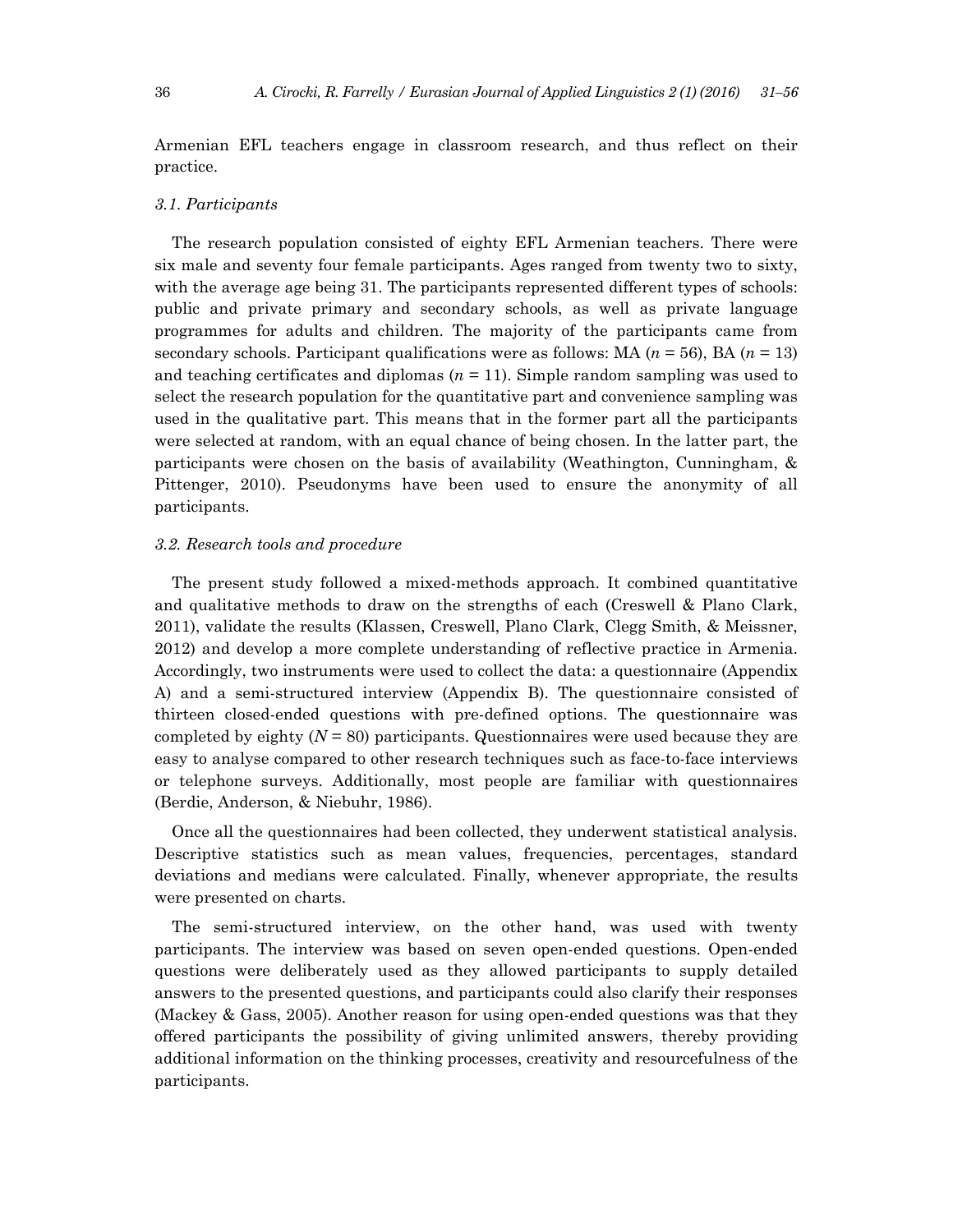Armenian EFL teachers engage in classroom research, and thus reflect on their practice.

### *3.1. Participants*

The research population consisted of eighty EFL Armenian teachers. There were six male and seventy four female participants. Ages ranged from twenty two to sixty, with the average age being 31. The participants represented different types of schools: public and private primary and secondary schools, as well as private language programmes for adults and children. The majority of the participants came from secondary schools. Participant qualifications were as follows: MA ($n$ = 56), BA ($n$ = 13) and teaching certificates and diplomas ($n$ = 11). Simple random sampling was used to select the research population for the quantitative part and convenience sampling was used in the qualitative part. This means that in the former part all the participants were selected at random, with an equal chance of being chosen. In the latter part, the participants were chosen on the basis of availability (Weathington, Cunningham, & Pittenger, 2010). Pseudonyms have been used to ensure the anonymity of all participants.

### *3.2. Research tools and procedure*

The present study followed a mixed-methods approach. It combined quantitative and qualitative methods to draw on the strengths of each (Creswell & Plano Clark, 2011), validate the results (Klassen, Creswell, Plano Clark, Clegg Smith, & Meissner, 2012) and develop a more complete understanding of reflective practice in Armenia. Accordingly, two instruments were used to collect the data: a questionnaire (Appendix A) and a semi-structured interview (Appendix B). The questionnaire consisted of thirteen closed-ended questions with pre-defined options. The questionnaire was completed by eighty ($N$ = 80) participants. Questionnaires were used because they are easy to analyse compared to other research techniques such as face-to-face interviews or telephone surveys. Additionally, most people are familiar with questionnaires (Berdie, Anderson, & Niebuhr, 1986).

Once all the questionnaires had been collected, they underwent statistical analysis. Descriptive statistics such as mean values, frequencies, percentages, standard deviations and medians were calculated. Finally, whenever appropriate, the results were presented on charts.

The semi-structured interview, on the other hand, was used with twenty participants. The interview was based on seven open-ended questions. Open-ended questions were deliberately used as they allowed participants to supply detailed answers to the presented questions, and participants could also clarify their responses (Mackey & Gass, 2005). Another reason for using open-ended questions was that they offered participants the possibility of giving unlimited answers, thereby providing additional information on the thinking processes, creativity and resourcefulness of the participants.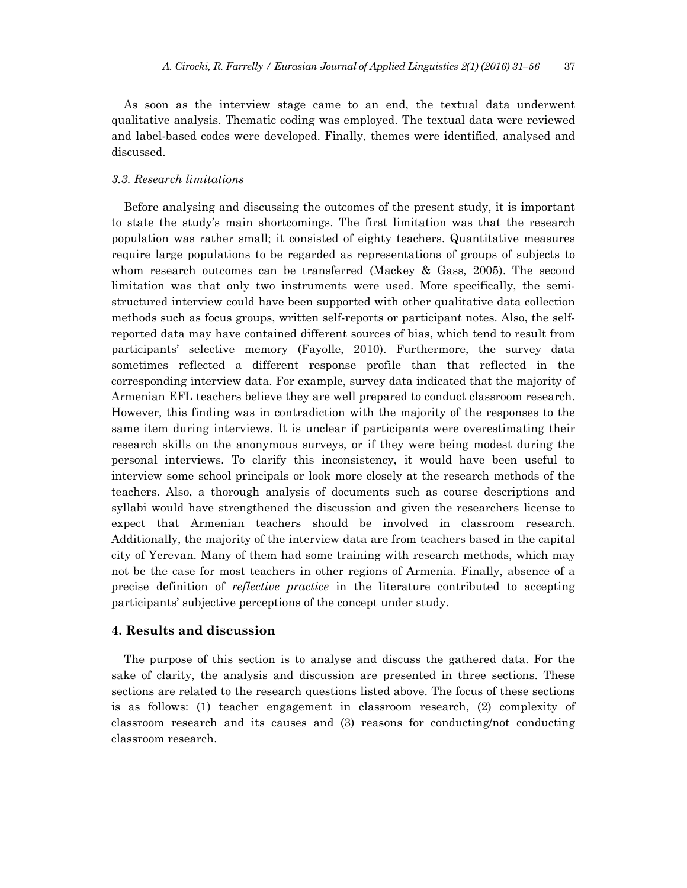As soon as the interview stage came to an end, the textual data underwent qualitative analysis. Thematic coding was employed. The textual data were reviewed and label-based codes were developed. Finally, themes were identified, analysed and discussed.

### *3.3. Research limitations*

Before analysing and discussing the outcomes of the present study, it is important to state the study's main shortcomings. The first limitation was that the research population was rather small; it consisted of eighty teachers. Quantitative measures require large populations to be regarded as representations of groups of subjects to whom research outcomes can be transferred (Mackey & Gass, 2005). The second limitation was that only two instruments were used. More specifically, the semi-structured interview could have been supported with other qualitative data collection methods such as focus groups, written self-reports or participant notes. Also, the self-reported data may have contained different sources of bias, which tend to result from participants' selective memory (Fayolle, 2010). Furthermore, the survey data sometimes reflected a different response profile than that reflected in the corresponding interview data. For example, survey data indicated that the majority of Armenian EFL teachers believe they are well prepared to conduct classroom research. However, this finding was in contradiction with the majority of the responses to the same item during interviews. It is unclear if participants were overestimating their research skills on the anonymous surveys, or if they were being modest during the personal interviews. To clarify this inconsistency, it would have been useful to interview some school principals or look more closely at the research methods of the teachers. Also, a thorough analysis of documents such as course descriptions and syllabi would have strengthened the discussion and given the researchers license to expect that Armenian teachers should be involved in classroom research. Additionally, the majority of the interview data are from teachers based in the capital city of Yerevan. Many of them had some training with research methods, which may not be the case for most teachers in other regions of Armenia. Finally, absence of a precise definition of *reflective practice* in the literature contributed to accepting participants' subjective perceptions of the concept under study.

## 4. Results and discussion

The purpose of this section is to analyse and discuss the gathered data. For the sake of clarity, the analysis and discussion are presented in three sections. These sections are related to the research questions listed above. The focus of these sections is as follows: (1) teacher engagement in classroom research, (2) complexity of classroom research and its causes and (3) reasons for conducting/not conducting classroom research.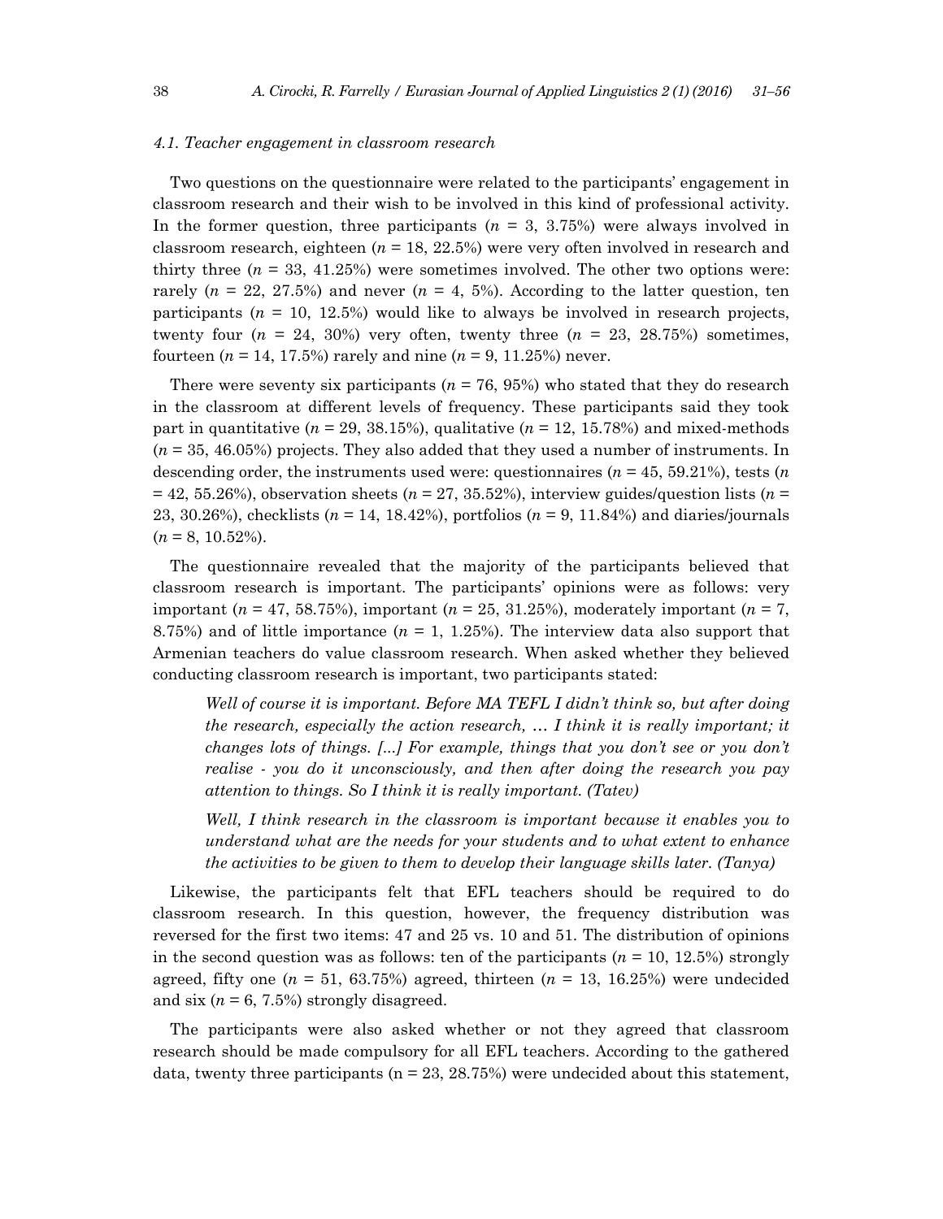### *4.1. Teacher engagement in classroom research*

Two questions on the questionnaire were related to the participants' engagement in classroom research and their wish to be involved in this kind of professional activity. In the former question, three participants ($n$ = 3, 3.75%) were always involved in classroom research, eighteen ($n$ = 18, 22.5%) were very often involved in research and thirty three ($n$ = 33, 41.25%) were sometimes involved. The other two options were: rarely ($n$ = 22, 27.5%) and never ($n$ = 4, 5%). According to the latter question, ten participants ($n$ = 10, 12.5%) would like to always be involved in research projects, twenty four ($n$ = 24, 30%) very often, twenty three ($n$ = 23, 28.75%) sometimes, fourteen ($n$ = 14, 17.5%) rarely and nine ($n$ = 9, 11.25%) never.

There were seventy six participants ($n$ = 76, 95%) who stated that they do research in the classroom at different levels of frequency. These participants said they took part in quantitative ($n$ = 29, 38.15%), qualitative ($n$ = 12, 15.78%) and mixed-methods ($n$ = 35, 46.05%) projects. They also added that they used a number of instruments. In descending order, the instruments used were: questionnaires ($n$ = 45, 59.21%), tests ($n$ = 42, 55.26%), observation sheets ($n$ = 27, 35.52%), interview guides/question lists ($n$ = 23, 30.26%), checklists ($n$ = 14, 18.42%), portfolios ($n$ = 9, 11.84%) and diaries/journals ($n$ = 8, 10.52%).

The questionnaire revealed that the majority of the participants believed that classroom research is important. The participants' opinions were as follows: very important ($n$ = 47, 58.75%), important ($n$ = 25, 31.25%), moderately important ($n$ = 7, 8.75%) and of little importance ($n$ = 1, 1.25%). The interview data also support that Armenian teachers do value classroom research. When asked whether they believed conducting classroom research is important, two participants stated:

> *Well of course it is important. Before MA TEFL I didn't think so, but after doing the research, especially the action research, … I think it is really important; it changes lots of things. [...] For example, things that you don't see or you don't realise - you do it unconsciously, and then after doing the research you pay attention to things. So I think it is really important. (Tatev)*

> *Well, I think research in the classroom is important because it enables you to understand what are the needs for your students and to what extent to enhance the activities to be given to them to develop their language skills later. (Tanya)*

Likewise, the participants felt that EFL teachers should be required to do classroom research. In this question, however, the frequency distribution was reversed for the first two items: 47 and 25 vs. 10 and 51. The distribution of opinions in the second question was as follows: ten of the participants ($n$ = 10, 12.5%) strongly agreed, fifty one ($n$ = 51, 63.75%) agreed, thirteen ($n$ = 13, 16.25%) were undecided and six ($n$ = 6, 7.5%) strongly disagreed.

The participants were also asked whether or not they agreed that classroom research should be made compulsory for all EFL teachers. According to the gathered data, twenty three participants (n = 23, 28.75%) were undecided about this statement,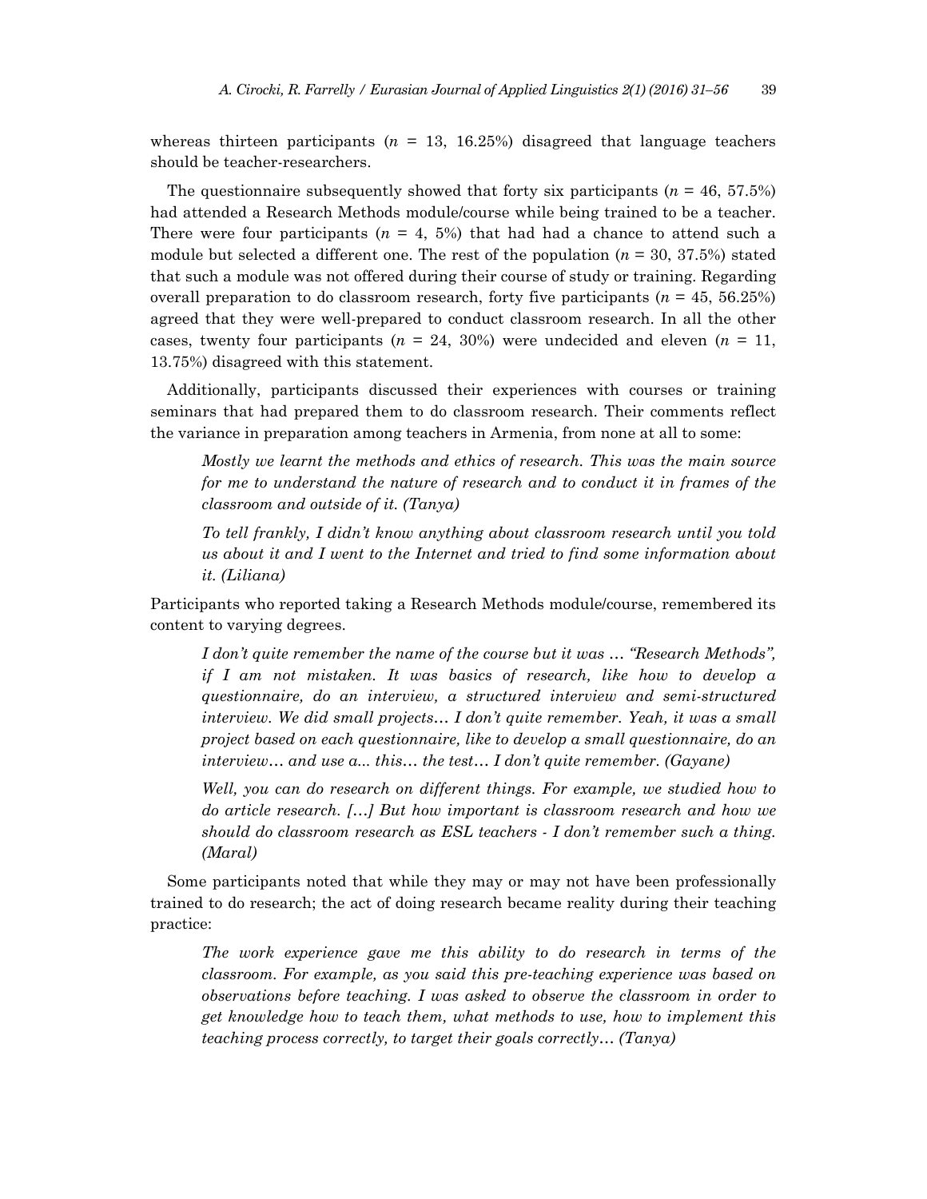whereas thirteen participants ($n$ = 13, 16.25%) disagreed that language teachers should be teacher-researchers.

The questionnaire subsequently showed that forty six participants ($n$ = 46, 57.5%) had attended a Research Methods module/course while being trained to be a teacher. There were four participants ($n$ = 4, 5%) that had had a chance to attend such a module but selected a different one. The rest of the population ($n$ = 30, 37.5%) stated that such a module was not offered during their course of study or training. Regarding overall preparation to do classroom research, forty five participants ($n$ = 45, 56.25%) agreed that they were well-prepared to conduct classroom research. In all the other cases, twenty four participants ($n$ = 24, 30%) were undecided and eleven ($n$ = 11, 13.75%) disagreed with this statement.

Additionally, participants discussed their experiences with courses or training seminars that had prepared them to do classroom research. Their comments reflect the variance in preparation among teachers in Armenia, from none at all to some:

> *Mostly we learnt the methods and ethics of research. This was the main source for me to understand the nature of research and to conduct it in frames of the classroom and outside of it. (Tanya)*

> *To tell frankly, I didn't know anything about classroom research until you told us about it and I went to the Internet and tried to find some information about it. (Liliana)*

Participants who reported taking a Research Methods module/course, remembered its content to varying degrees.

> *I don't quite remember the name of the course but it was … "Research Methods", if I am not mistaken. It was basics of research, like how to develop a questionnaire, do an interview, a structured interview and semi-structured interview. We did small projects… I don't quite remember. Yeah, it was a small project based on each questionnaire, like to develop a small questionnaire, do an interview… and use a... this… the test… I don't quite remember. (Gayane)*

> *Well, you can do research on different things. For example, we studied how to do article research. […] But how important is classroom research and how we should do classroom research as ESL teachers - I don't remember such a thing. (Maral)*

Some participants noted that while they may or may not have been professionally trained to do research; the act of doing research became reality during their teaching practice:

> *The work experience gave me this ability to do research in terms of the classroom. For example, as you said this pre-teaching experience was based on observations before teaching. I was asked to observe the classroom in order to get knowledge how to teach them, what methods to use, how to implement this teaching process correctly, to target their goals correctly… (Tanya)*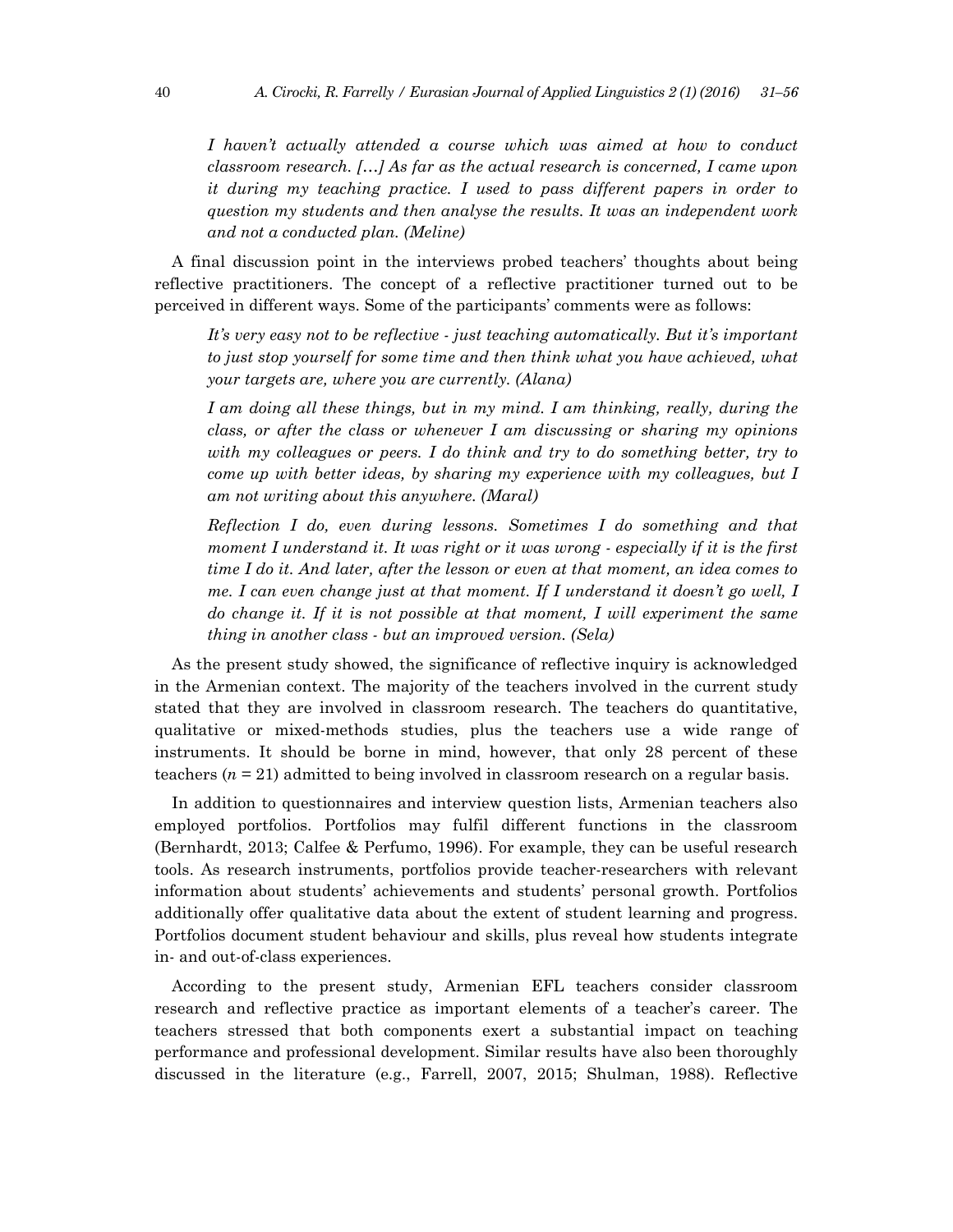*I haven't actually attended a course which was aimed at how to conduct classroom research. […] As far as the actual research is concerned, I came upon it during my teaching practice. I used to pass different papers in order to question my students and then analyse the results. It was an independent work and not a conducted plan. (Meline)*

A final discussion point in the interviews probed teachers' thoughts about being reflective practitioners. The concept of a reflective practitioner turned out to be perceived in different ways. Some of the participants' comments were as follows:

*It's very easy not to be reflective - just teaching automatically. But it's important to just stop yourself for some time and then think what you have achieved, what your targets are, where you are currently. (Alana)*

*I am doing all these things, but in my mind. I am thinking, really, during the class, or after the class or whenever I am discussing or sharing my opinions with my colleagues or peers. I do think and try to do something better, try to come up with better ideas, by sharing my experience with my colleagues, but I am not writing about this anywhere. (Maral)*

*Reflection I do, even during lessons. Sometimes I do something and that moment I understand it. It was right or it was wrong - especially if it is the first time I do it. And later, after the lesson or even at that moment, an idea comes to me. I can even change just at that moment. If I understand it doesn't go well, I do change it. If it is not possible at that moment, I will experiment the same thing in another class - but an improved version. (Sela)*

As the present study showed, the significance of reflective inquiry is acknowledged in the Armenian context. The majority of the teachers involved in the current study stated that they are involved in classroom research. The teachers do quantitative, qualitative or mixed-methods studies, plus the teachers use a wide range of instruments. It should be borne in mind, however, that only 28 percent of these teachers ($n$ = 21) admitted to being involved in classroom research on a regular basis.

In addition to questionnaires and interview question lists, Armenian teachers also employed portfolios. Portfolios may fulfil different functions in the classroom (Bernhardt, 2013; Calfee & Perfumo, 1996). For example, they can be useful research tools. As research instruments, portfolios provide teacher-researchers with relevant information about students' achievements and students' personal growth. Portfolios additionally offer qualitative data about the extent of student learning and progress. Portfolios document student behaviour and skills, plus reveal how students integrate in- and out-of-class experiences.

According to the present study, Armenian EFL teachers consider classroom research and reflective practice as important elements of a teacher's career. The teachers stressed that both components exert a substantial impact on teaching performance and professional development. Similar results have also been thoroughly discussed in the literature (e.g., Farrell, 2007, 2015; Shulman, 1988). Reflective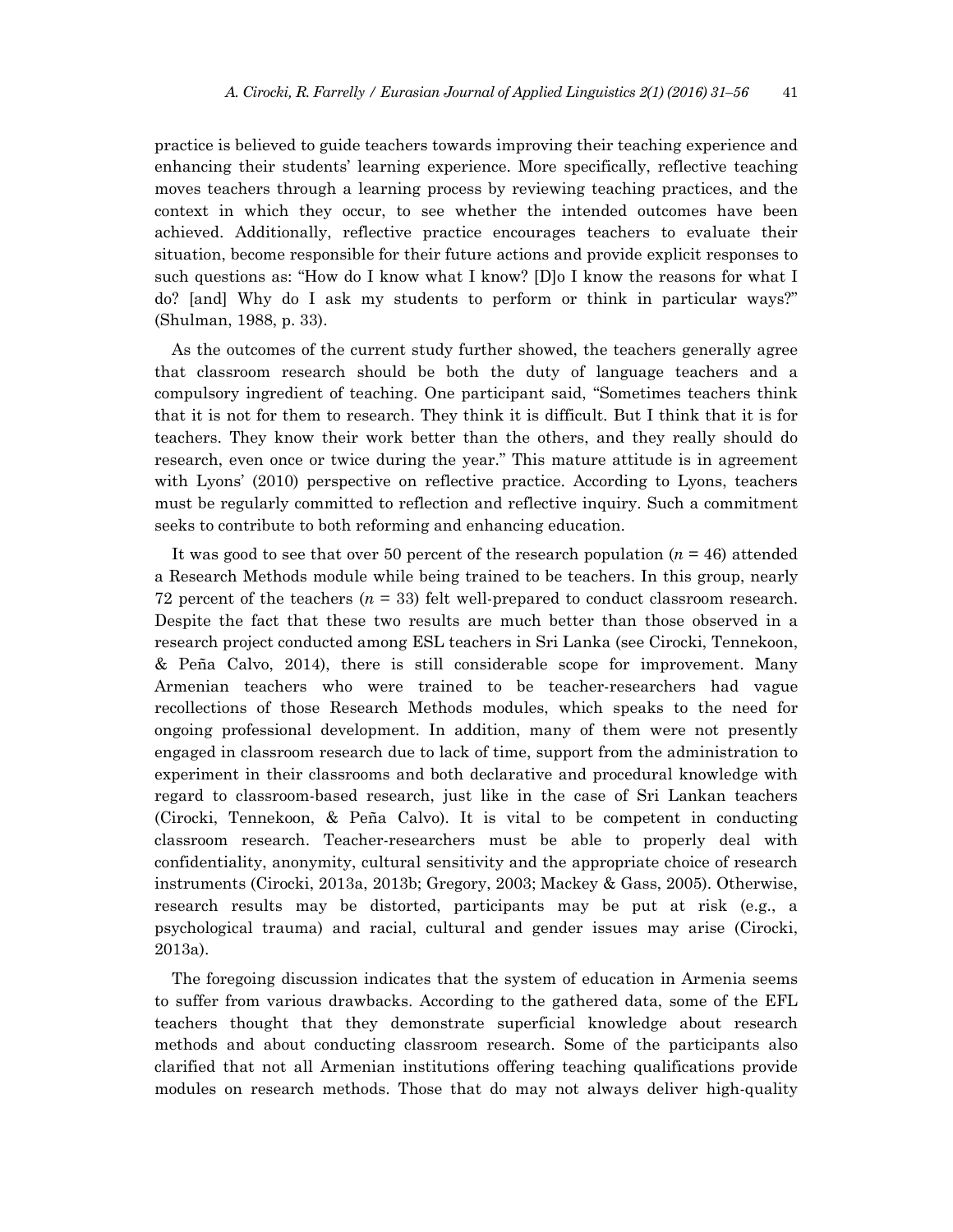practice is believed to guide teachers towards improving their teaching experience and enhancing their students' learning experience. More specifically, reflective teaching moves teachers through a learning process by reviewing teaching practices, and the context in which they occur, to see whether the intended outcomes have been achieved. Additionally, reflective practice encourages teachers to evaluate their situation, become responsible for their future actions and provide explicit responses to such questions as: "How do I know what I know? [D]o I know the reasons for what I do? [and] Why do I ask my students to perform or think in particular ways?" (Shulman, 1988, p. 33).

As the outcomes of the current study further showed, the teachers generally agree that classroom research should be both the duty of language teachers and a compulsory ingredient of teaching. One participant said, "Sometimes teachers think that it is not for them to research. They think it is difficult. But I think that it is for teachers. They know their work better than the others, and they really should do research, even once or twice during the year." This mature attitude is in agreement with Lyons' (2010) perspective on reflective practice. According to Lyons, teachers must be regularly committed to reflection and reflective inquiry. Such a commitment seeks to contribute to both reforming and enhancing education.

It was good to see that over 50 percent of the research population ($n$ = 46) attended a Research Methods module while being trained to be teachers. In this group, nearly 72 percent of the teachers ($n$ = 33) felt well-prepared to conduct classroom research. Despite the fact that these two results are much better than those observed in a research project conducted among ESL teachers in Sri Lanka (see Cirocki, Tennekoon, & Peña Calvo, 2014), there is still considerable scope for improvement. Many Armenian teachers who were trained to be teacher-researchers had vague recollections of those Research Methods modules, which speaks to the need for ongoing professional development. In addition, many of them were not presently engaged in classroom research due to lack of time, support from the administration to experiment in their classrooms and both declarative and procedural knowledge with regard to classroom-based research, just like in the case of Sri Lankan teachers (Cirocki, Tennekoon, & Peña Calvo). It is vital to be competent in conducting classroom research. Teacher-researchers must be able to properly deal with confidentiality, anonymity, cultural sensitivity and the appropriate choice of research instruments (Cirocki, 2013a, 2013b; Gregory, 2003; Mackey & Gass, 2005). Otherwise, research results may be distorted, participants may be put at risk (e.g., a psychological trauma) and racial, cultural and gender issues may arise (Cirocki, 2013a).

The foregoing discussion indicates that the system of education in Armenia seems to suffer from various drawbacks. According to the gathered data, some of the EFL teachers thought that they demonstrate superficial knowledge about research methods and about conducting classroom research. Some of the participants also clarified that not all Armenian institutions offering teaching qualifications provide modules on research methods. Those that do may not always deliver high-quality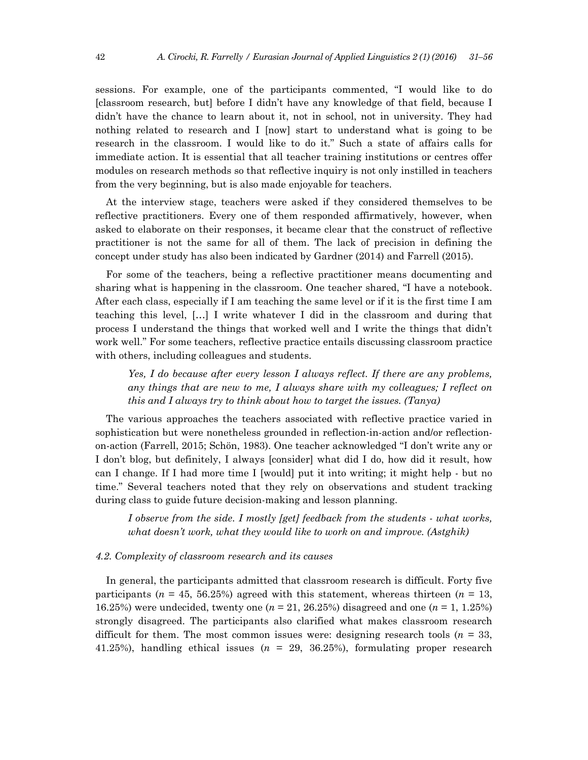sessions. For example, one of the participants commented, "I would like to do [classroom research, but] before I didn't have any knowledge of that field, because I didn't have the chance to learn about it, not in school, not in university. They had nothing related to research and I [now] start to understand what is going to be research in the classroom. I would like to do it." Such a state of affairs calls for immediate action. It is essential that all teacher training institutions or centres offer modules on research methods so that reflective inquiry is not only instilled in teachers from the very beginning, but is also made enjoyable for teachers.

At the interview stage, teachers were asked if they considered themselves to be reflective practitioners. Every one of them responded affirmatively, however, when asked to elaborate on their responses, it became clear that the construct of reflective practitioner is not the same for all of them. The lack of precision in defining the concept under study has also been indicated by Gardner (2014) and Farrell (2015).

For some of the teachers, being a reflective practitioner means documenting and sharing what is happening in the classroom. One teacher shared, "I have a notebook. After each class, especially if I am teaching the same level or if it is the first time I am teaching this level, […] I write whatever I did in the classroom and during that process I understand the things that worked well and I write the things that didn't work well." For some teachers, reflective practice entails discussing classroom practice with others, including colleagues and students.

> *Yes, I do because after every lesson I always reflect. If there are any problems, any things that are new to me, I always share with my colleagues; I reflect on this and I always try to think about how to target the issues. (Tanya)*

The various approaches the teachers associated with reflective practice varied in sophistication but were nonetheless grounded in reflection-in-action and/or reflection-on-action (Farrell, 2015; Schön, 1983). One teacher acknowledged "I don't write any or I don't blog, but definitely, I always [consider] what did I do, how did it result, how can I change. If I had more time I [would] put it into writing; it might help - but no time." Several teachers noted that they rely on observations and student tracking during class to guide future decision-making and lesson planning.

> *I observe from the side. I mostly [get] feedback from the students - what works, what doesn't work, what they would like to work on and improve. (Astghik)*

### *4.2. Complexity of classroom research and its causes*

In general, the participants admitted that classroom research is difficult. Forty five participants ($n$ = 45, 56.25%) agreed with this statement, whereas thirteen ($n$ = 13, 16.25%) were undecided, twenty one ($n$ = 21, 26.25%) disagreed and one ($n$ = 1, 1.25%) strongly disagreed. The participants also clarified what makes classroom research difficult for them. The most common issues were: designing research tools ($n$ = 33, 41.25%), handling ethical issues ($n$ = 29, 36.25%), formulating proper research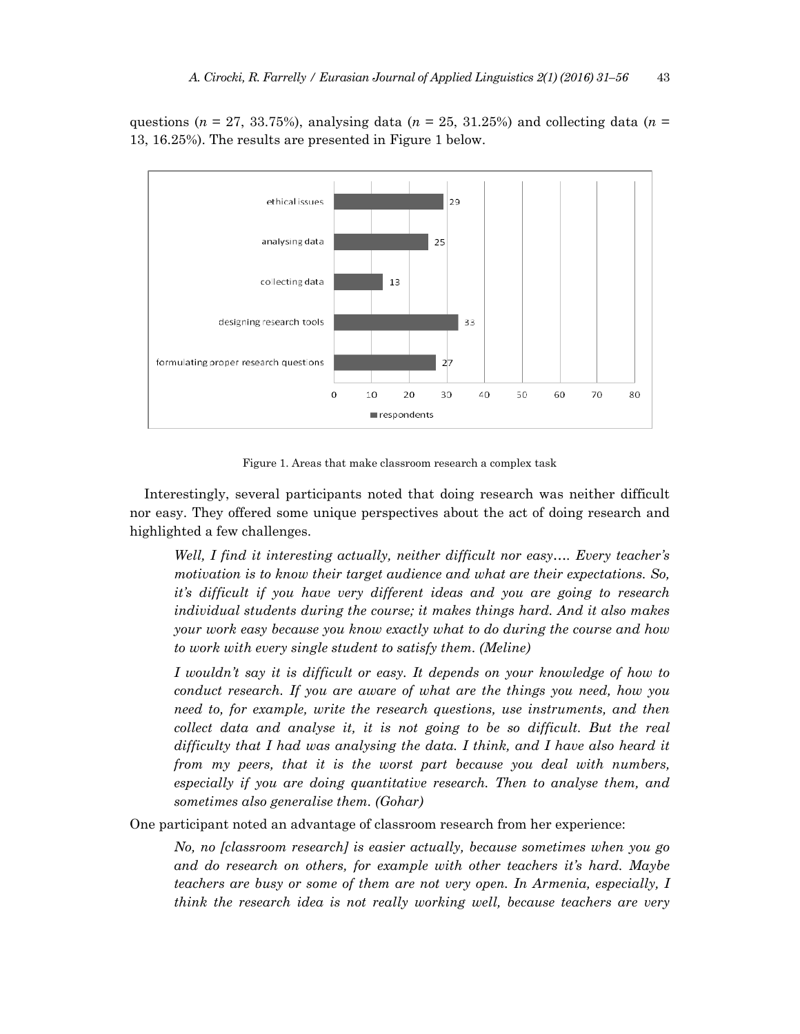questions ($n$ = 27, 33.75%), analysing data ($n$ = 25, 31.25%) and collecting data ($n$ = 13, 16.25%). The results are presented in Figure 1 below.

Figure 1. Areas that make classroom research a complex task

Interestingly, several participants noted that doing research was neither difficult nor easy. They offered some unique perspectives about the act of doing research and highlighted a few challenges.

> *Well, I find it interesting actually, neither difficult nor easy…. Every teacher's motivation is to know their target audience and what are their expectations. So, it's difficult if you have very different ideas and you are going to research individual students during the course; it makes things hard. And it also makes your work easy because you know exactly what to do during the course and how to work with every single student to satisfy them. (Meline)*

> *I wouldn't say it is difficult or easy. It depends on your knowledge of how to conduct research. If you are aware of what are the things you need, how you need to, for example, write the research questions, use instruments, and then collect data and analyse it, it is not going to be so difficult. But the real difficulty that I had was analysing the data. I think, and I have also heard it from my peers, that it is the worst part because you deal with numbers, especially if you are doing quantitative research. Then to analyse them, and sometimes also generalise them. (Gohar)*

One participant noted an advantage of classroom research from her experience:

> *No, no [classroom research] is easier actually, because sometimes when you go and do research on others, for example with other teachers it's hard. Maybe teachers are busy or some of them are not very open. In Armenia, especially, I think the research idea is not really working well, because teachers are very*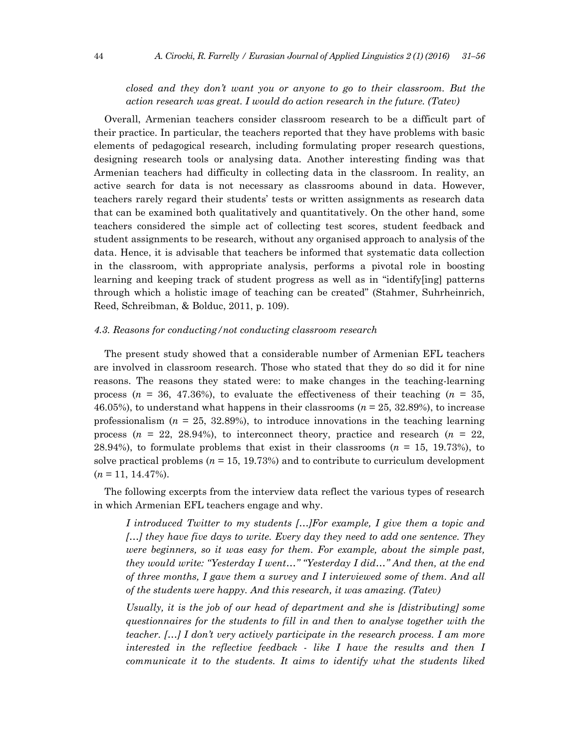*closed and they don't want you or anyone to go to their classroom. But the action research was great. I would do action research in the future. (Tatev)*

Overall, Armenian teachers consider classroom research to be a difficult part of their practice. In particular, the teachers reported that they have problems with basic elements of pedagogical research, including formulating proper research questions, designing research tools or analysing data. Another interesting finding was that Armenian teachers had difficulty in collecting data in the classroom. In reality, an active search for data is not necessary as classrooms abound in data. However, teachers rarely regard their students' tests or written assignments as research data that can be examined both qualitatively and quantitatively. On the other hand, some teachers considered the simple act of collecting test scores, student feedback and student assignments to be research, without any organised approach to analysis of the data. Hence, it is advisable that teachers be informed that systematic data collection in the classroom, with appropriate analysis, performs a pivotal role in boosting learning and keeping track of student progress as well as in "identify[ing] patterns through which a holistic image of teaching can be created" (Stahmer, Suhrheinrich, Reed, Schreibman, & Bolduc, 2011, p. 109).

### *4.3. Reasons for conducting/not conducting classroom research*

The present study showed that a considerable number of Armenian EFL teachers are involved in classroom research. Those who stated that they do so did it for nine reasons. The reasons they stated were: to make changes in the teaching-learning process ($n$ = 36, 47.36%), to evaluate the effectiveness of their teaching ($n$ = 35, 46.05%), to understand what happens in their classrooms ($n$ = 25, 32.89%), to increase professionalism ($n$ = 25, 32.89%), to introduce innovations in the teaching learning process ($n$ = 22, 28.94%), to interconnect theory, practice and research ($n$ = 22, 28.94%), to formulate problems that exist in their classrooms ($n$ = 15, 19.73%), to solve practical problems ($n$ = 15, 19.73%) and to contribute to curriculum development ($n$ = 11, 14.47%).

The following excerpts from the interview data reflect the various types of research in which Armenian EFL teachers engage and why.

*I introduced Twitter to my students […]For example, I give them a topic and […] they have five days to write. Every day they need to add one sentence. They were beginners, so it was easy for them. For example, about the simple past, they would write: "Yesterday I went…" "Yesterday I did…" And then, at the end of three months, I gave them a survey and I interviewed some of them. And all of the students were happy. And this research, it was amazing. (Tatev)*

*Usually, it is the job of our head of department and she is [distributing] some questionnaires for the students to fill in and then to analyse together with the teacher. […] I don't very actively participate in the research process. I am more interested in the reflective feedback - like I have the results and then I communicate it to the students. It aims to identify what the students liked*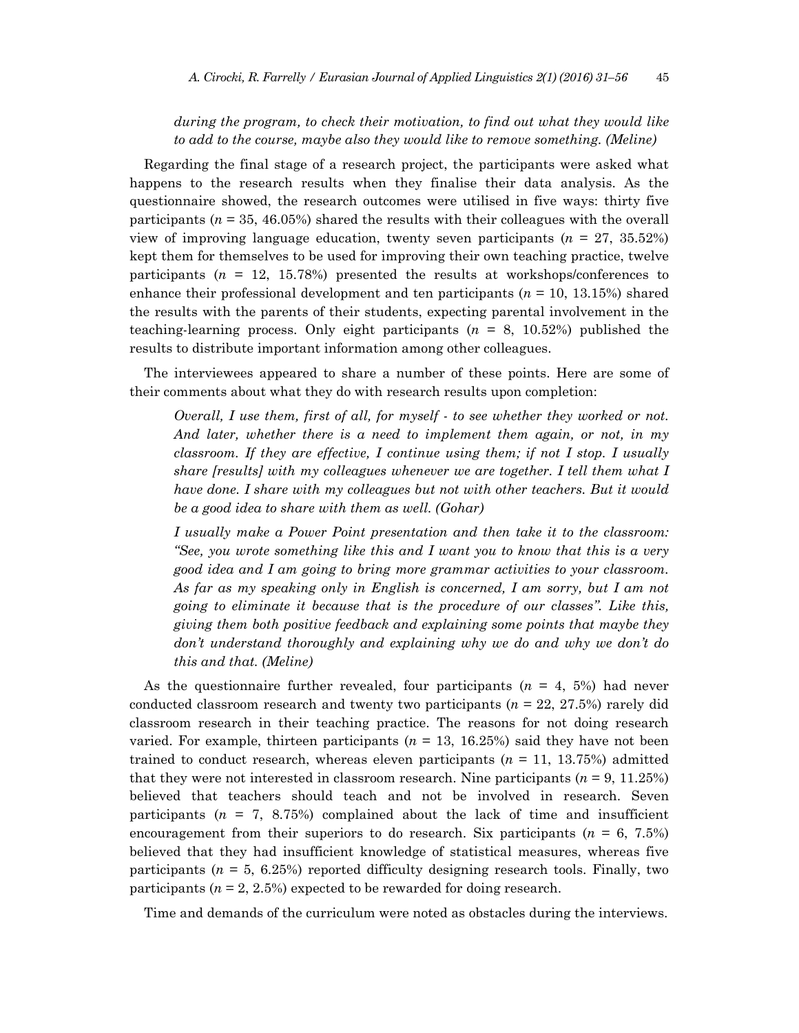*during the program, to check their motivation, to find out what they would like to add to the course, maybe also they would like to remove something. (Meline)*

Regarding the final stage of a research project, the participants were asked what happens to the research results when they finalise their data analysis. As the questionnaire showed, the research outcomes were utilised in five ways: thirty five participants ($n$ = 35, 46.05%) shared the results with their colleagues with the overall view of improving language education, twenty seven participants ($n$ = 27, 35.52%) kept them for themselves to be used for improving their own teaching practice, twelve participants ($n$ = 12, 15.78%) presented the results at workshops/conferences to enhance their professional development and ten participants ($n$ = 10, 13.15%) shared the results with the parents of their students, expecting parental involvement in the teaching-learning process. Only eight participants ($n$ = 8, 10.52%) published the results to distribute important information among other colleagues.

The interviewees appeared to share a number of these points. Here are some of their comments about what they do with research results upon completion:

*Overall, I use them, first of all, for myself - to see whether they worked or not. And later, whether there is a need to implement them again, or not, in my classroom. If they are effective, I continue using them; if not I stop. I usually share [results] with my colleagues whenever we are together. I tell them what I have done. I share with my colleagues but not with other teachers. But it would be a good idea to share with them as well. (Gohar)*

*I usually make a Power Point presentation and then take it to the classroom: "See, you wrote something like this and I want you to know that this is a very good idea and I am going to bring more grammar activities to your classroom. As far as my speaking only in English is concerned, I am sorry, but I am not going to eliminate it because that is the procedure of our classes". Like this, giving them both positive feedback and explaining some points that maybe they don't understand thoroughly and explaining why we do and why we don't do this and that. (Meline)*

As the questionnaire further revealed, four participants ($n$ = 4, 5%) had never conducted classroom research and twenty two participants ($n$ = 22, 27.5%) rarely did classroom research in their teaching practice. The reasons for not doing research varied. For example, thirteen participants ($n$ = 13, 16.25%) said they have not been trained to conduct research, whereas eleven participants ($n$ = 11, 13.75%) admitted that they were not interested in classroom research. Nine participants ($n$ = 9, 11.25%) believed that teachers should teach and not be involved in research. Seven participants ($n$ = 7, 8.75%) complained about the lack of time and insufficient encouragement from their superiors to do research. Six participants ($n$ = 6, 7.5%) believed that they had insufficient knowledge of statistical measures, whereas five participants ($n$ = 5, 6.25%) reported difficulty designing research tools. Finally, two participants ($n$ = 2, 2.5%) expected to be rewarded for doing research.

Time and demands of the curriculum were noted as obstacles during the interviews.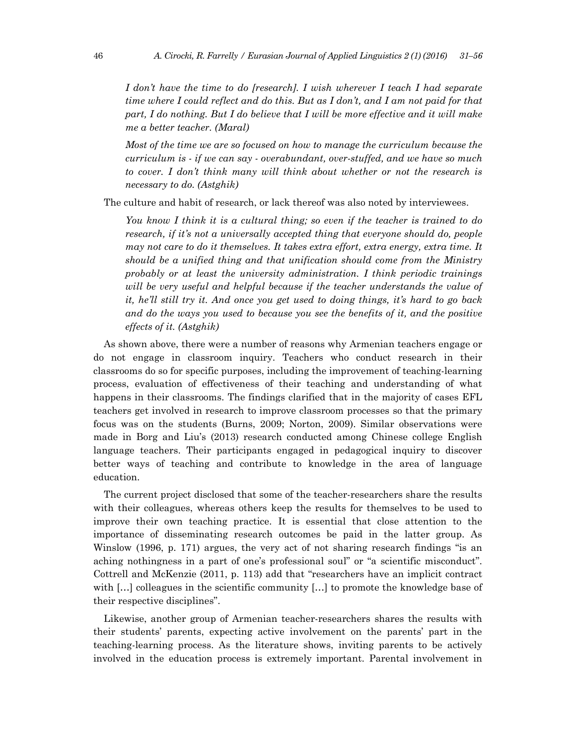*I don't have the time to do [research]. I wish wherever I teach I had separate time where I could reflect and do this. But as I don't, and I am not paid for that part, I do nothing. But I do believe that I will be more effective and it will make me a better teacher. (Maral)*

*Most of the time we are so focused on how to manage the curriculum because the curriculum is - if we can say - overabundant, over-stuffed, and we have so much to cover. I don't think many will think about whether or not the research is necessary to do. (Astghik)*

The culture and habit of research, or lack thereof was also noted by interviewees.

*You know I think it is a cultural thing; so even if the teacher is trained to do research, if it's not a universally accepted thing that everyone should do, people may not care to do it themselves. It takes extra effort, extra energy, extra time. It should be a unified thing and that unification should come from the Ministry probably or at least the university administration. I think periodic trainings will be very useful and helpful because if the teacher understands the value of it, he'll still try it. And once you get used to doing things, it's hard to go back and do the ways you used to because you see the benefits of it, and the positive effects of it. (Astghik)*

As shown above, there were a number of reasons why Armenian teachers engage or do not engage in classroom inquiry. Teachers who conduct research in their classrooms do so for specific purposes, including the improvement of teaching-learning process, evaluation of effectiveness of their teaching and understanding of what happens in their classrooms. The findings clarified that in the majority of cases EFL teachers get involved in research to improve classroom processes so that the primary focus was on the students (Burns, 2009; Norton, 2009). Similar observations were made in Borg and Liu's (2013) research conducted among Chinese college English language teachers. Their participants engaged in pedagogical inquiry to discover better ways of teaching and contribute to knowledge in the area of language education.

The current project disclosed that some of the teacher-researchers share the results with their colleagues, whereas others keep the results for themselves to be used to improve their own teaching practice. It is essential that close attention to the importance of disseminating research outcomes be paid in the latter group. As Winslow (1996, p. 171) argues, the very act of not sharing research findings "is an aching nothingness in a part of one's professional soul" or "a scientific misconduct". Cottrell and McKenzie (2011, p. 113) add that "researchers have an implicit contract with [...] colleagues in the scientific community [...] to promote the knowledge base of their respective disciplines".

Likewise, another group of Armenian teacher-researchers shares the results with their students' parents, expecting active involvement on the parents' part in the teaching-learning process. As the literature shows, inviting parents to be actively involved in the education process is extremely important. Parental involvement in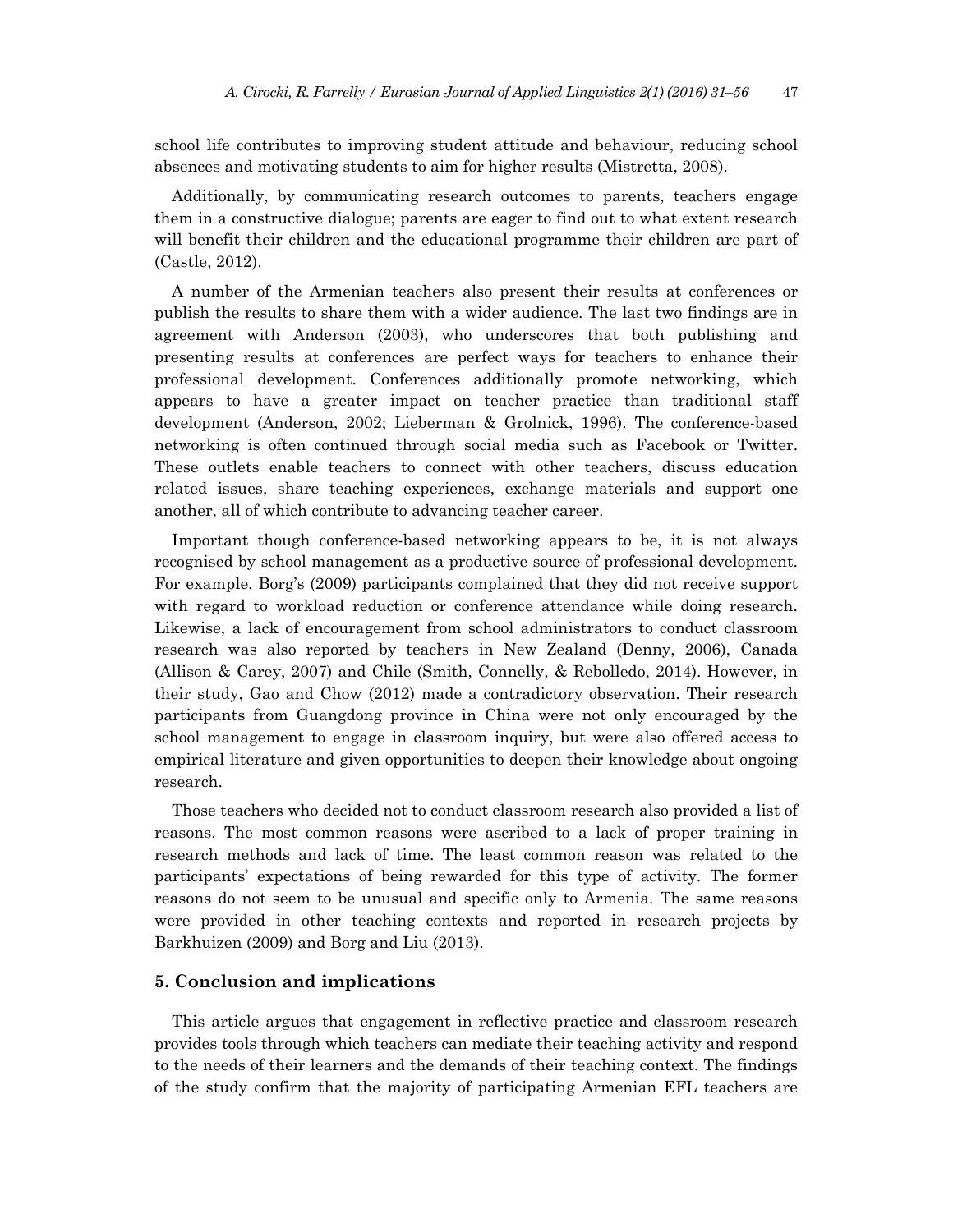school life contributes to improving student attitude and behaviour, reducing school absences and motivating students to aim for higher results (Mistretta, 2008).

Additionally, by communicating research outcomes to parents, teachers engage them in a constructive dialogue; parents are eager to find out to what extent research will benefit their children and the educational programme their children are part of (Castle, 2012).

A number of the Armenian teachers also present their results at conferences or publish the results to share them with a wider audience. The last two findings are in agreement with Anderson (2003), who underscores that both publishing and presenting results at conferences are perfect ways for teachers to enhance their professional development. Conferences additionally promote networking, which appears to have a greater impact on teacher practice than traditional staff development (Anderson, 2002; Lieberman & Grolnick, 1996). The conference-based networking is often continued through social media such as Facebook or Twitter. These outlets enable teachers to connect with other teachers, discuss education related issues, share teaching experiences, exchange materials and support one another, all of which contribute to advancing teacher career.

Important though conference-based networking appears to be, it is not always recognised by school management as a productive source of professional development. For example, Borg's (2009) participants complained that they did not receive support with regard to workload reduction or conference attendance while doing research. Likewise, a lack of encouragement from school administrators to conduct classroom research was also reported by teachers in New Zealand (Denny, 2006), Canada (Allison & Carey, 2007) and Chile (Smith, Connelly, & Rebolledo, 2014). However, in their study, Gao and Chow (2012) made a contradictory observation. Their research participants from Guangdong province in China were not only encouraged by the school management to engage in classroom inquiry, but were also offered access to empirical literature and given opportunities to deepen their knowledge about ongoing research.

Those teachers who decided not to conduct classroom research also provided a list of reasons. The most common reasons were ascribed to a lack of proper training in research methods and lack of time. The least common reason was related to the participants' expectations of being rewarded for this type of activity. The former reasons do not seem to be unusual and specific only to Armenia. The same reasons were provided in other teaching contexts and reported in research projects by Barkhuizen (2009) and Borg and Liu (2013).

## 5. Conclusion and implications

This article argues that engagement in reflective practice and classroom research provides tools through which teachers can mediate their teaching activity and respond to the needs of their learners and the demands of their teaching context. The findings of the study confirm that the majority of participating Armenian EFL teachers are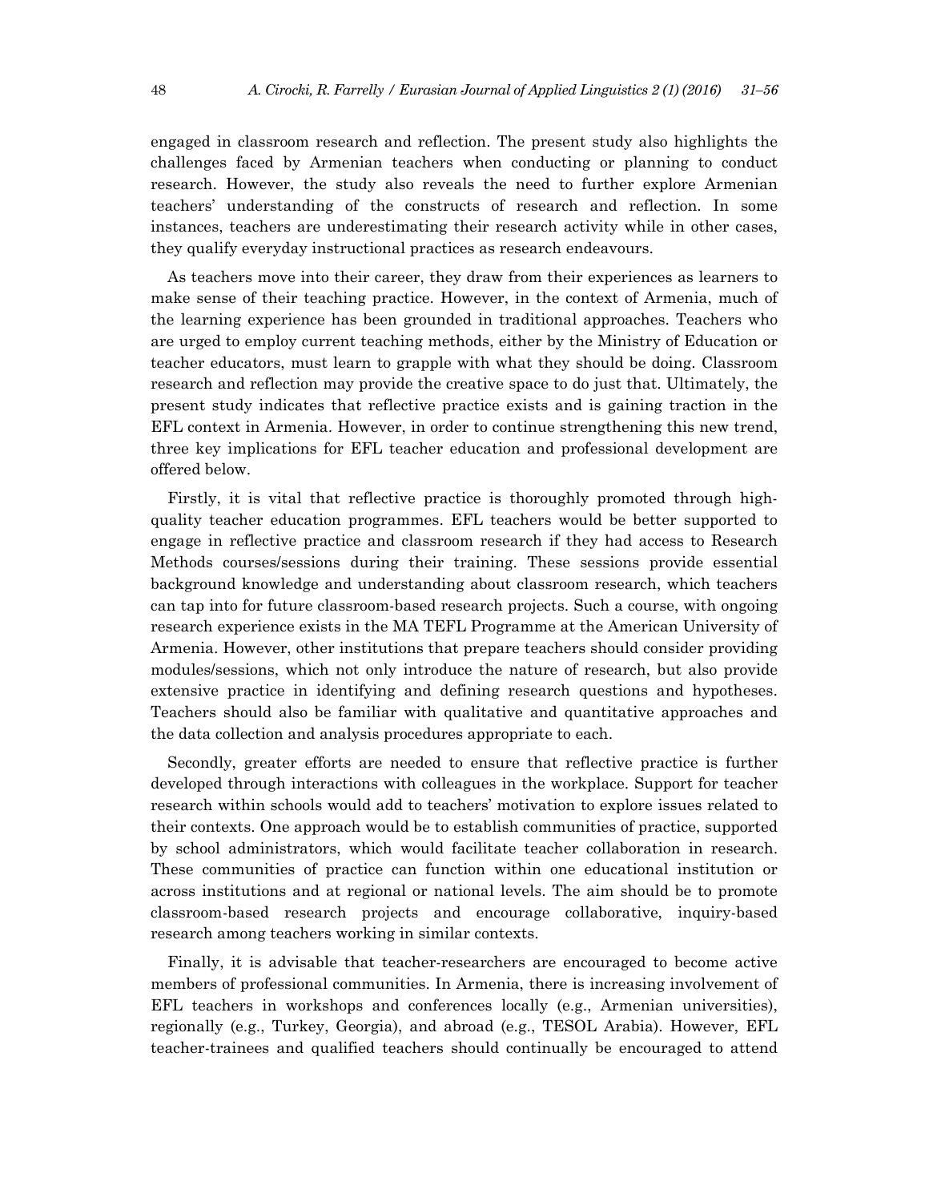engaged in classroom research and reflection. The present study also highlights the challenges faced by Armenian teachers when conducting or planning to conduct research. However, the study also reveals the need to further explore Armenian teachers' understanding of the constructs of research and reflection. In some instances, teachers are underestimating their research activity while in other cases, they qualify everyday instructional practices as research endeavours.

As teachers move into their career, they draw from their experiences as learners to make sense of their teaching practice. However, in the context of Armenia, much of the learning experience has been grounded in traditional approaches. Teachers who are urged to employ current teaching methods, either by the Ministry of Education or teacher educators, must learn to grapple with what they should be doing. Classroom research and reflection may provide the creative space to do just that. Ultimately, the present study indicates that reflective practice exists and is gaining traction in the EFL context in Armenia. However, in order to continue strengthening this new trend, three key implications for EFL teacher education and professional development are offered below.

Firstly, it is vital that reflective practice is thoroughly promoted through high-quality teacher education programmes. EFL teachers would be better supported to engage in reflective practice and classroom research if they had access to Research Methods courses/sessions during their training. These sessions provide essential background knowledge and understanding about classroom research, which teachers can tap into for future classroom-based research projects. Such a course, with ongoing research experience exists in the MA TEFL Programme at the American University of Armenia. However, other institutions that prepare teachers should consider providing modules/sessions, which not only introduce the nature of research, but also provide extensive practice in identifying and defining research questions and hypotheses. Teachers should also be familiar with qualitative and quantitative approaches and the data collection and analysis procedures appropriate to each.

Secondly, greater efforts are needed to ensure that reflective practice is further developed through interactions with colleagues in the workplace. Support for teacher research within schools would add to teachers' motivation to explore issues related to their contexts. One approach would be to establish communities of practice, supported by school administrators, which would facilitate teacher collaboration in research. These communities of practice can function within one educational institution or across institutions and at regional or national levels. The aim should be to promote classroom-based research projects and encourage collaborative, inquiry-based research among teachers working in similar contexts.

Finally, it is advisable that teacher-researchers are encouraged to become active members of professional communities. In Armenia, there is increasing involvement of EFL teachers in workshops and conferences locally (e.g., Armenian universities), regionally (e.g., Turkey, Georgia), and abroad (e.g., TESOL Arabia). However, EFL teacher-trainees and qualified teachers should continually be encouraged to attend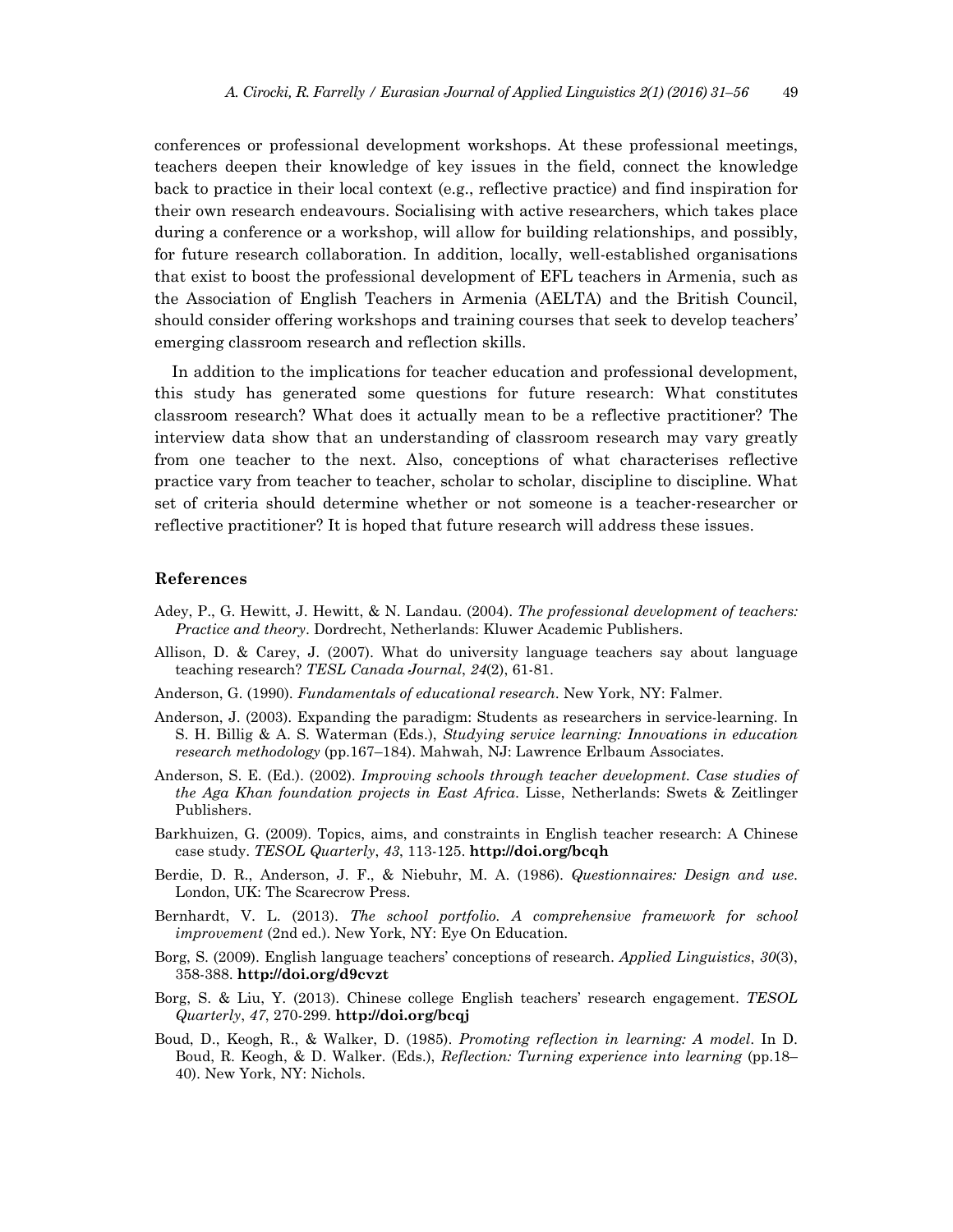conferences or professional development workshops. At these professional meetings, teachers deepen their knowledge of key issues in the field, connect the knowledge back to practice in their local context (e.g., reflective practice) and find inspiration for their own research endeavours. Socialising with active researchers, which takes place during a conference or a workshop, will allow for building relationships, and possibly, for future research collaboration. In addition, locally, well-established organisations that exist to boost the professional development of EFL teachers in Armenia, such as the Association of English Teachers in Armenia (AELTA) and the British Council, should consider offering workshops and training courses that seek to develop teachers' emerging classroom research and reflection skills.

In addition to the implications for teacher education and professional development, this study has generated some questions for future research: What constitutes classroom research? What does it actually mean to be a reflective practitioner? The interview data show that an understanding of classroom research may vary greatly from one teacher to the next. Also, conceptions of what characterises reflective practice vary from teacher to teacher, scholar to scholar, discipline to discipline. What set of criteria should determine whether or not someone is a teacher-researcher or reflective practitioner? It is hoped that future research will address these issues.

## References

Adey, P., G. Hewitt, J. Hewitt, & N. Landau. (2004). *The professional development of teachers: Practice and theory*. Dordrecht, Netherlands: Kluwer Academic Publishers.

Allison, D. & Carey, J. (2007). What do university language teachers say about language teaching research? *TESL Canada Journal*, *24*(2), 61-81.

Anderson, G. (1990). *Fundamentals of educational research*. New York, NY: Falmer.

Anderson, J. (2003). Expanding the paradigm: Students as researchers in service-learning. In S. H. Billig & A. S. Waterman (Eds.), *Studying service learning: Innovations in education research methodology* (pp.167–184). Mahwah, NJ: Lawrence Erlbaum Associates.

Anderson, S. E. (Ed.). (2002). *Improving schools through teacher development. Case studies of the Aga Khan foundation projects in East Africa*. Lisse, Netherlands: Swets & Zeitlinger Publishers.

Barkhuizen, G. (2009). Topics, aims, and constraints in English teacher research: A Chinese case study. *TESOL Quarterly*, *43*, 113-125. **http://doi.org/bcqh**

Berdie, D. R., Anderson, J. F., & Niebuhr, M. A. (1986). *Questionnaires: Design and use*. London, UK: The Scarecrow Press.

Bernhardt, V. L. (2013). *The school portfolio. A comprehensive framework for school improvement* (2nd ed.). New York, NY: Eye On Education.

Borg, S. (2009). English language teachers' conceptions of research. *Applied Linguistics*, *30*(3), 358-388. **http://doi.org/d9cvzt**

Borg, S. & Liu, Y. (2013). Chinese college English teachers' research engagement. *TESOL Quarterly*, *47*, 270-299. **http://doi.org/bcqj**

Boud, D., Keogh, R., & Walker, D. (1985). *Promoting reflection in learning: A model*. In D. Boud, R. Keogh, & D. Walker. (Eds.), *Reflection: Turning experience into learning* (pp.18–40). New York, NY: Nichols.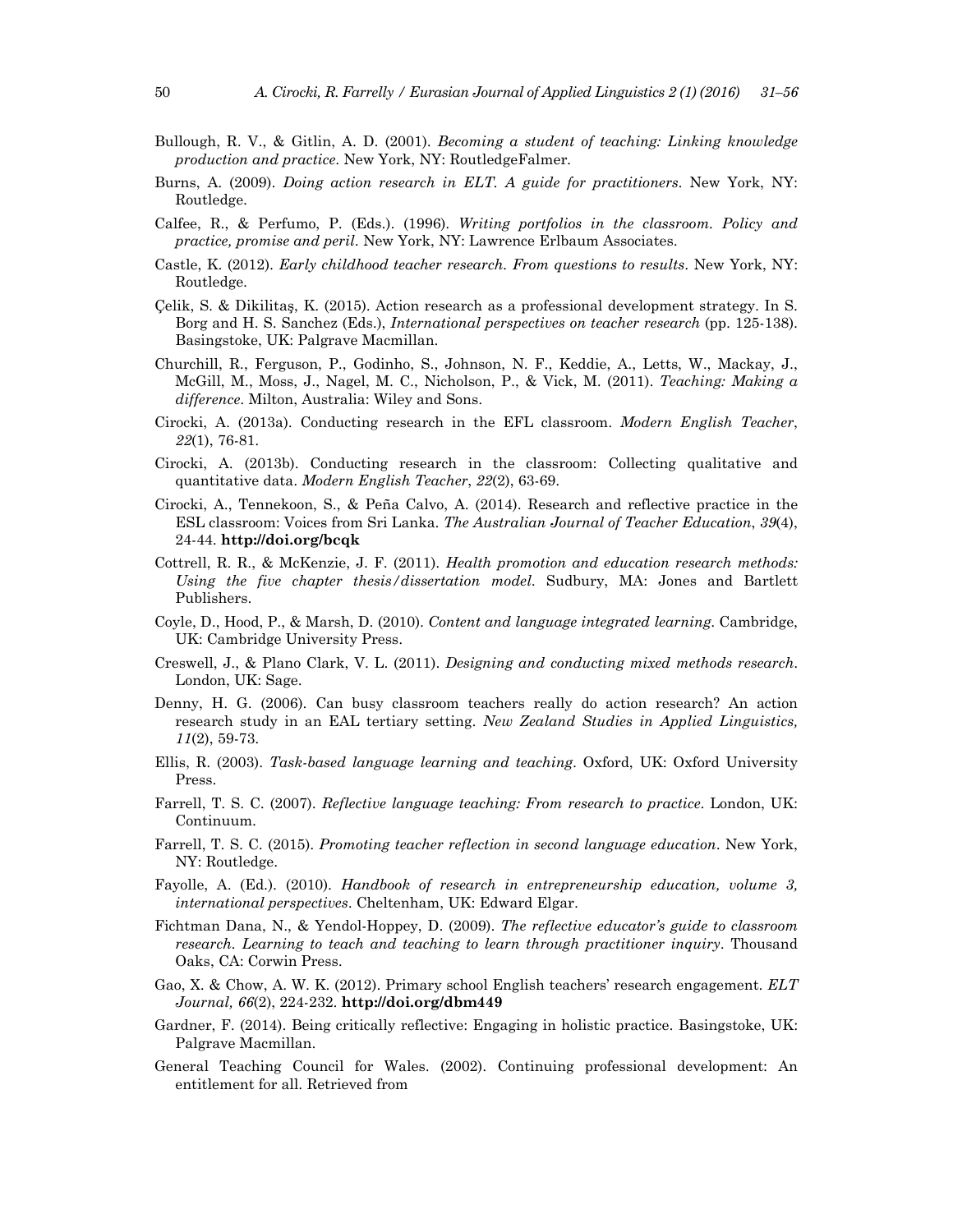Bullough, R. V., & Gitlin, A. D. (2001). *Becoming a student of teaching: Linking knowledge production and practice*. New York, NY: RoutledgeFalmer.

Burns, A. (2009). *Doing action research in ELT. A guide for practitioners*. New York, NY: Routledge.

Calfee, R., & Perfumo, P. (Eds.). (1996). *Writing portfolios in the classroom. Policy and practice, promise and peril*. New York, NY: Lawrence Erlbaum Associates.

Castle, K. (2012). *Early childhood teacher research. From questions to results*. New York, NY: Routledge.

Çelik, S. & Dikilitaş, K. (2015). Action research as a professional development strategy. In S. Borg and H. S. Sanchez (Eds.), *International perspectives on teacher research* (pp. 125-138). Basingstoke, UK: Palgrave Macmillan.

Churchill, R., Ferguson, P., Godinho, S., Johnson, N. F., Keddie, A., Letts, W., Mackay, J., McGill, M., Moss, J., Nagel, M. C., Nicholson, P., & Vick, M. (2011). *Teaching: Making a difference*. Milton, Australia: Wiley and Sons.

Cirocki, A. (2013a). Conducting research in the EFL classroom. *Modern English Teacher*, *22*(1), 76-81.

Cirocki, A. (2013b). Conducting research in the classroom: Collecting qualitative and quantitative data. *Modern English Teacher*, *22*(2), 63-69.

Cirocki, A., Tennekoon, S., & Peña Calvo, A. (2014). Research and reflective practice in the ESL classroom: Voices from Sri Lanka. *The Australian Journal of Teacher Education*, *39*(4), 24-44. **http://doi.org/bcqk**

Cottrell, R. R., & McKenzie, J. F. (2011). *Health promotion and education research methods: Using the five chapter thesis/dissertation model*. Sudbury, MA: Jones and Bartlett Publishers.

Coyle, D., Hood, P., & Marsh, D. (2010). *Content and language integrated learning*. Cambridge, UK: Cambridge University Press.

Creswell, J., & Plano Clark, V. L. (2011). *Designing and conducting mixed methods research*. London, UK: Sage.

Denny, H. G. (2006). Can busy classroom teachers really do action research? An action research study in an EAL tertiary setting. *New Zealand Studies in Applied Linguistics, 11*(2), 59-73.

Ellis, R. (2003). *Task-based language learning and teaching*. Oxford, UK: Oxford University Press.

Farrell, T. S. C. (2007). *Reflective language teaching: From research to practice*. London, UK: Continuum.

Farrell, T. S. C. (2015). *Promoting teacher reflection in second language education*. New York, NY: Routledge.

Fayolle, A. (Ed.). (2010). *Handbook of research in entrepreneurship education, volume 3, international perspectives*. Cheltenham, UK: Edward Elgar.

Fichtman Dana, N., & Yendol-Hoppey, D. (2009). *The reflective educator's guide to classroom research. Learning to teach and teaching to learn through practitioner inquiry*. Thousand Oaks, CA: Corwin Press.

Gao, X. & Chow, A. W. K. (2012). Primary school English teachers' research engagement. *ELT Journal, 66*(2), 224-232. **http://doi.org/dbm449**

Gardner, F. (2014). Being critically reflective: Engaging in holistic practice. Basingstoke, UK: Palgrave Macmillan.

General Teaching Council for Wales. (2002). Continuing professional development: An entitlement for all. Retrieved from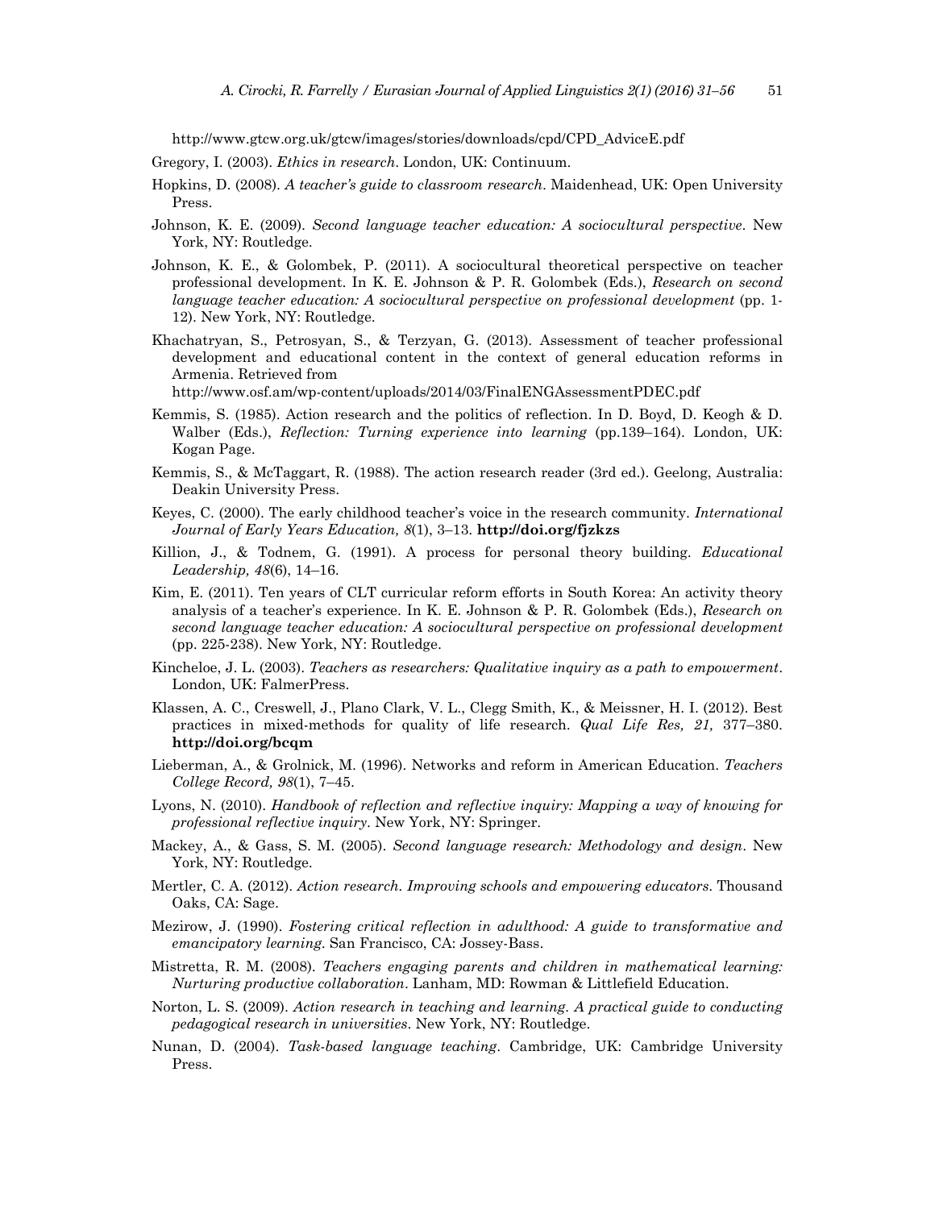http://www.gtcw.org.uk/gtcw/images/stories/downloads/cpd/CPD_AdviceE.pdf

Gregory, I. (2003). *Ethics in research*. London, UK: Continuum.

Hopkins, D. (2008). *A teacher's guide to classroom research*. Maidenhead, UK: Open University Press.

Johnson, K. E. (2009). *Second language teacher education: A sociocultural perspective*. New York, NY: Routledge.

Johnson, K. E., & Golombek, P. (2011). A sociocultural theoretical perspective on teacher professional development. In K. E. Johnson & P. R. Golombek (Eds.), *Research on second language teacher education: A sociocultural perspective on professional development* (pp. 1-12). New York, NY: Routledge.

Khachatryan, S., Petrosyan, S., & Terzyan, G. (2013). Assessment of teacher professional development and educational content in the context of general education reforms in Armenia. Retrieved from http://www.osf.am/wp-content/uploads/2014/03/FinalENGAssessmentPDEC.pdf

Kemmis, S. (1985). Action research and the politics of reflection. In D. Boyd, D. Keogh & D. Walber (Eds.), *Reflection: Turning experience into learning* (pp.139–164). London, UK: Kogan Page.

Kemmis, S., & McTaggart, R. (1988). The action research reader (3rd ed.). Geelong, Australia: Deakin University Press.

Keyes, C. (2000). The early childhood teacher's voice in the research community. *International Journal of Early Years Education, 8*(1), 3–13. **http://doi.org/fjzkzs**

Killion, J., & Todnem, G. (1991). A process for personal theory building. *Educational Leadership, 48*(6), 14–16.

Kim, E. (2011). Ten years of CLT curricular reform efforts in South Korea: An activity theory analysis of a teacher's experience. In K. E. Johnson & P. R. Golombek (Eds.), *Research on second language teacher education: A sociocultural perspective on professional development* (pp. 225-238). New York, NY: Routledge.

Kincheloe, J. L. (2003). *Teachers as researchers: Qualitative inquiry as a path to empowerment*. London, UK: FalmerPress.

Klassen, A. C., Creswell, J., Plano Clark, V. L., Clegg Smith, K., & Meissner, H. I. (2012). Best practices in mixed-methods for quality of life research. *Qual Life Res, 21,* 377–380. **http://doi.org/bcqm**

Lieberman, A., & Grolnick, M. (1996). Networks and reform in American Education. *Teachers College Record, 98*(1), 7–45.

Lyons, N. (2010). *Handbook of reflection and reflective inquiry: Mapping a way of knowing for professional reflective inquiry*. New York, NY: Springer.

Mackey, A., & Gass, S. M. (2005). *Second language research: Methodology and design*. New York, NY: Routledge.

Mertler, C. A. (2012). *Action research. Improving schools and empowering educators*. Thousand Oaks, CA: Sage.

Mezirow, J. (1990). *Fostering critical reflection in adulthood: A guide to transformative and emancipatory learning*. San Francisco, CA: Jossey-Bass.

Mistretta, R. M. (2008). *Teachers engaging parents and children in mathematical learning: Nurturing productive collaboration*. Lanham, MD: Rowman & Littlefield Education.

Norton, L. S. (2009). *Action research in teaching and learning. A practical guide to conducting pedagogical research in universities*. New York, NY: Routledge.

Nunan, D. (2004). *Task-based language teaching*. Cambridge, UK: Cambridge University Press.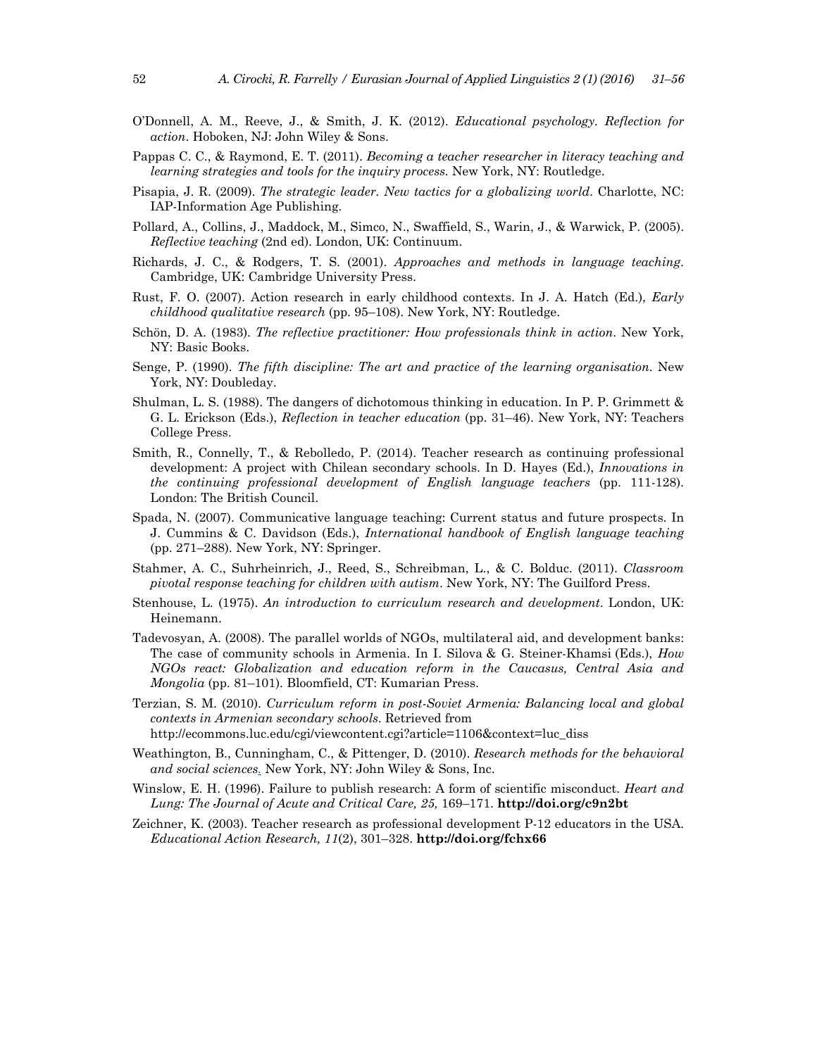O'Donnell, A. M., Reeve, J., & Smith, J. K. (2012). *Educational psychology. Reflection for action*. Hoboken, NJ: John Wiley & Sons.

Pappas C. C., & Raymond, E. T. (2011). *Becoming a teacher researcher in literacy teaching and learning strategies and tools for the inquiry process.* New York, NY: Routledge.

Pisapia, J. R. (2009). *The strategic leader. New tactics for a globalizing world*. Charlotte, NC: IAP-Information Age Publishing.

Pollard, A., Collins, J., Maddock, M., Simco, N., Swaffield, S., Warin, J., & Warwick, P. (2005). *Reflective teaching* (2nd ed). London, UK: Continuum.

Richards, J. C., & Rodgers, T. S. (2001). *Approaches and methods in language teaching*. Cambridge, UK: Cambridge University Press.

Rust, F. O. (2007). Action research in early childhood contexts. In J. A. Hatch (Ed.), *Early childhood qualitative research* (pp. 95–108). New York, NY: Routledge.

Schön, D. A. (1983). *The reflective practitioner: How professionals think in action*. New York, NY: Basic Books.

Senge, P. (1990). *The fifth discipline: The art and practice of the learning organisation.* New York, NY: Doubleday.

Shulman, L. S. (1988). The dangers of dichotomous thinking in education. In P. P. Grimmett & G. L. Erickson (Eds.), *Reflection in teacher education* (pp. 31–46). New York, NY: Teachers College Press.

Smith, R., Connelly, T., & Rebolledo, P. (2014). Teacher research as continuing professional development: A project with Chilean secondary schools. In D. Hayes (Ed.), *Innovations in the continuing professional development of English language teachers* (pp. 111-128). London: The British Council.

Spada, N. (2007). Communicative language teaching: Current status and future prospects. In J. Cummins & C. Davidson (Eds.), *International handbook of English language teaching* (pp. 271–288). New York, NY: Springer.

Stahmer, A. C., Suhrheinrich, J., Reed, S., Schreibman, L., & C. Bolduc. (2011). *Classroom pivotal response teaching for children with autism*. New York, NY: The Guilford Press.

Stenhouse, L. (1975). *An introduction to curriculum research and development*. London, UK: Heinemann.

Tadevosyan, A. (2008). The parallel worlds of NGOs, multilateral aid, and development banks: The case of community schools in Armenia. In I. Silova & G. Steiner-Khamsi (Eds.), *How NGOs react: Globalization and education reform in the Caucasus, Central Asia and Mongolia* (pp. 81–101). Bloomfield, CT: Kumarian Press.

Terzian, S. M. (2010). *Curriculum reform in post-Soviet Armenia: Balancing local and global contexts in Armenian secondary schools*. Retrieved from http://ecommons.luc.edu/cgi/viewcontent.cgi?article=1106&context=luc_diss

Weathington, B., Cunningham, C., & Pittenger, D. (2010). *Research methods for the behavioral and social sciences.* New York, NY: John Wiley & Sons, Inc.

Winslow, E. H. (1996). Failure to publish research: A form of scientific misconduct. *Heart and Lung: The Journal of Acute and Critical Care, 25,* 169–171. **http://doi.org/c9n2bt**

Zeichner, K. (2003). Teacher research as professional development P-12 educators in the USA. *Educational Action Research, 11*(2), 301–328. **http://doi.org/fchx66**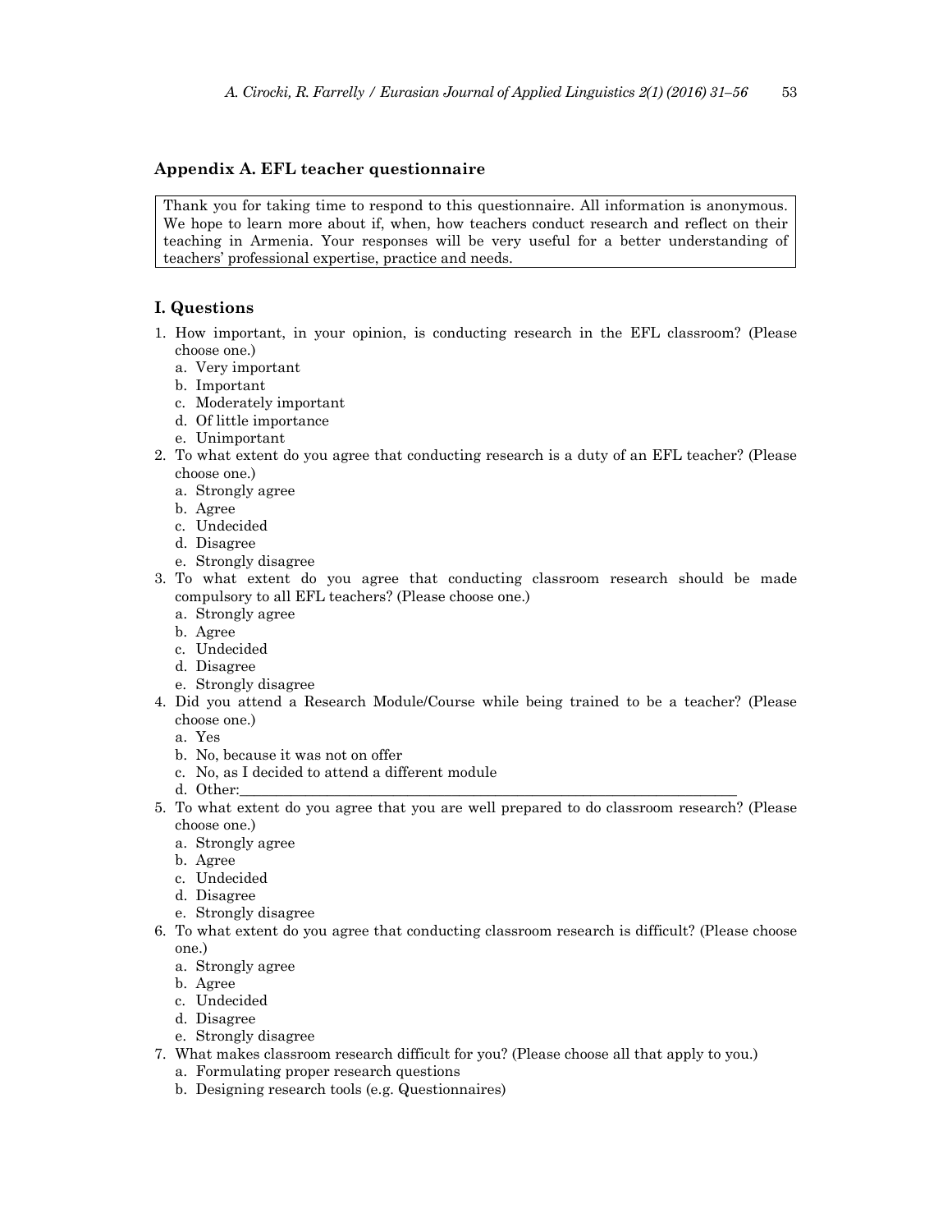## Appendix A. EFL teacher questionnaire

Thank you for taking time to respond to this questionnaire. All information is anonymous. We hope to learn more about if, when, how teachers conduct research and reflect on their teaching in Armenia. Your responses will be very useful for a better understanding of teachers' professional expertise, practice and needs.

### I. Questions

1. How important, in your opinion, is conducting research in the EFL classroom? (Please choose one.)
   a. Very important
   b. Important
   c. Moderately important
   d. Of little importance
   e. Unimportant
2. To what extent do you agree that conducting research is a duty of an EFL teacher? (Please choose one.)
   a. Strongly agree
   b. Agree
   c. Undecided
   d. Disagree
   e. Strongly disagree
3. To what extent do you agree that conducting classroom research should be made compulsory to all EFL teachers? (Please choose one.)
   a. Strongly agree
   b. Agree
   c. Undecided
   d. Disagree
   e. Strongly disagree
4. Did you attend a Research Module/Course while being trained to be a teacher? (Please choose one.)
   a. Yes
   b. No, because it was not on offer
   c. No, as I decided to attend a different module
   d. Other:___________________________________________________________________
5. To what extent do you agree that you are well prepared to do classroom research? (Please choose one.)
   a. Strongly agree
   b. Agree
   c. Undecided
   d. Disagree
   e. Strongly disagree
6. To what extent do you agree that conducting classroom research is difficult? (Please choose one.)
   a. Strongly agree
   b. Agree
   c. Undecided
   d. Disagree
   e. Strongly disagree
7. What makes classroom research difficult for you? (Please choose all that apply to you.)
   a. Formulating proper research questions
   b. Designing research tools (e.g. Questionnaires)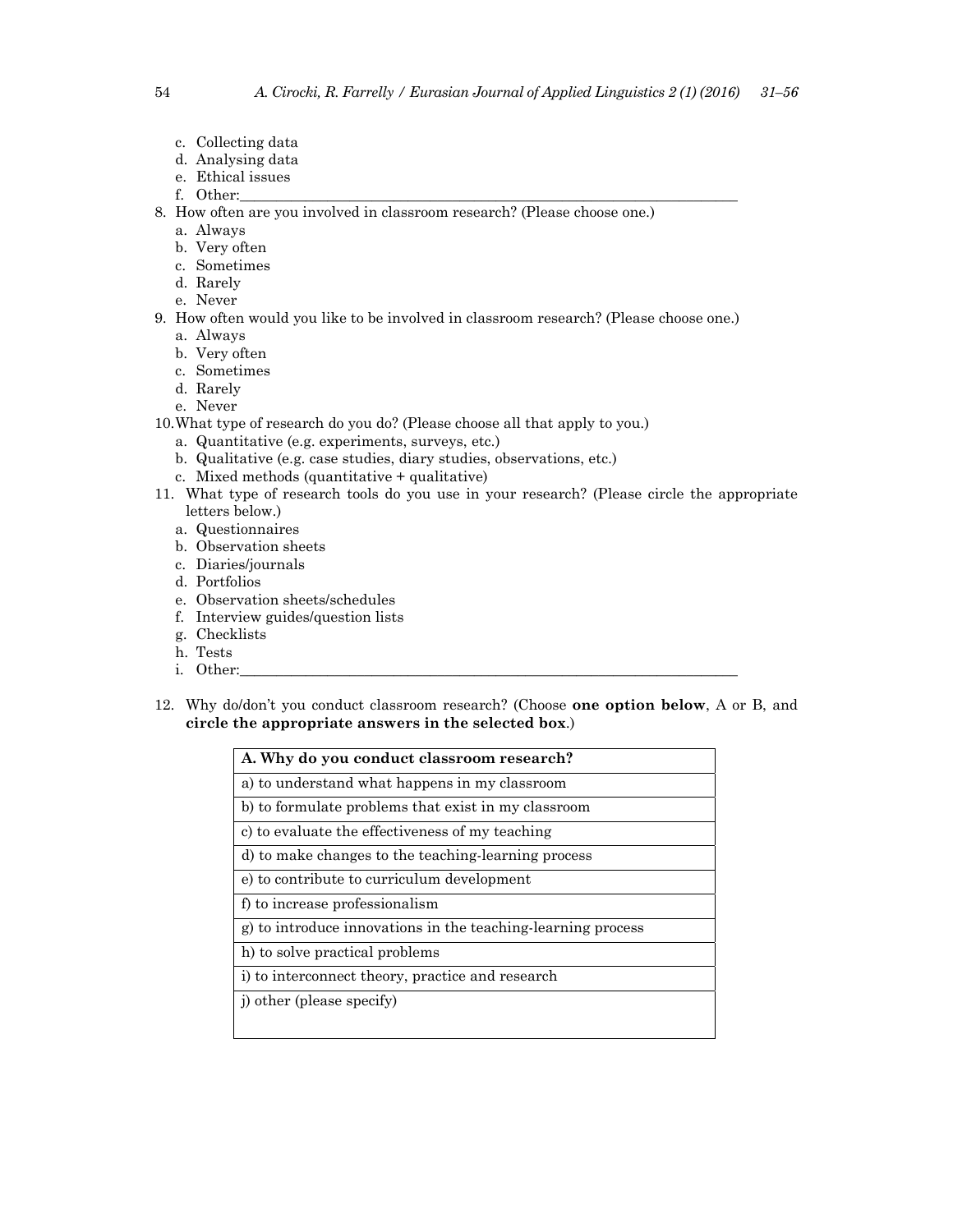c. Collecting data
d. Analysing data
e. Ethical issues
f. Other:______________________________________________________________________

8. How often are you involved in classroom research? (Please choose one.)
   a. Always
   b. Very often
   c. Sometimes
   d. Rarely
   e. Never
9. How often would you like to be involved in classroom research? (Please choose one.)
   a. Always
   b. Very often
   c. Sometimes
   d. Rarely
   e. Never
10. What type of research do you do? (Please choose all that apply to you.)
   a. Quantitative (e.g. experiments, surveys, etc.)
   b. Qualitative (e.g. case studies, diary studies, observations, etc.)
   c. Mixed methods (quantitative + qualitative)
11. What type of research tools do you use in your research? (Please circle the appropriate letters below.)
   a. Questionnaires
   b. Observation sheets
   c. Diaries/journals
   d. Portfolios
   e. Observation sheets/schedules
   f. Interview guides/question lists
   g. Checklists
   h. Tests
   i. Other:______________________________________________________________________

12. Why do/don't you conduct classroom research? (Choose **one option below**, A or B, and **circle the appropriate answers in the selected box**.)

| **A. Why do you conduct classroom research?** |
|---|
| a) to understand what happens in my classroom |
| b) to formulate problems that exist in my classroom |
| c) to evaluate the effectiveness of my teaching |
| d) to make changes to the teaching-learning process |
| e) to contribute to curriculum development |
| f) to increase professionalism |
| g) to introduce innovations in the teaching-learning process |
| h) to solve practical problems |
| i) to interconnect theory, practice and research |
| j) other (please specify) |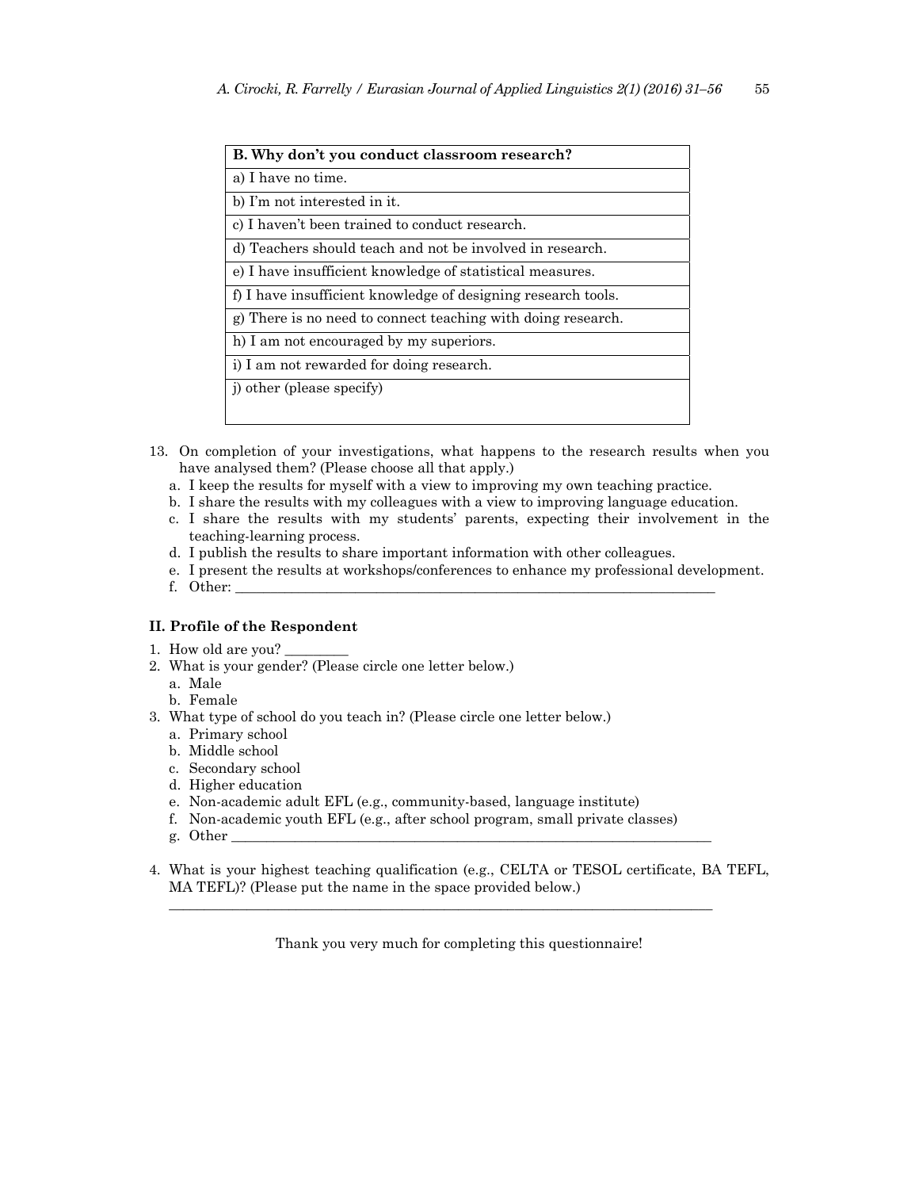| B. Why don't you conduct classroom research? |
|---|
| a) I have no time. |
| b) I'm not interested in it. |
| c) I haven't been trained to conduct research. |
| d) Teachers should teach and not be involved in research. |
| e) I have insufficient knowledge of statistical measures. |
| f) I have insufficient knowledge of designing research tools. |
| g) There is no need to connect teaching with doing research. |
| h) I am not encouraged by my superiors. |
| i) I am not rewarded for doing research. |
| j) other (please specify) |

13. On completion of your investigations, what happens to the research results when you have analysed them? (Please choose all that apply.)
    a. I keep the results for myself with a view to improving my own teaching practice.
    b. I share the results with my colleagues with a view to improving language education.
    c. I share the results with my students' parents, expecting their involvement in the teaching-learning process.
    d. I publish the results to share important information with other colleagues.
    e. I present the results at workshops/conferences to enhance my professional development.
    f. Other: ______________________________________________________________________

## II. Profile of the Respondent

1. How old are you? _________
2. What is your gender? (Please circle one letter below.)
    a. Male
    b. Female
3. What type of school do you teach in? (Please circle one letter below.)
    a. Primary school
    b. Middle school
    c. Secondary school
    d. Higher education
    e. Non-academic adult EFL (e.g., community-based, language institute)
    f. Non-academic youth EFL (e.g., after school program, small private classes)
    g. Other ______________________________________________________________________
4. What is your highest teaching qualification (e.g., CELTA or TESOL certificate, BA TEFL, MA TEFL)? (Please put the name in the space provided below.)

    ______________________________________________________________________________

Thank you very much for completing this questionnaire!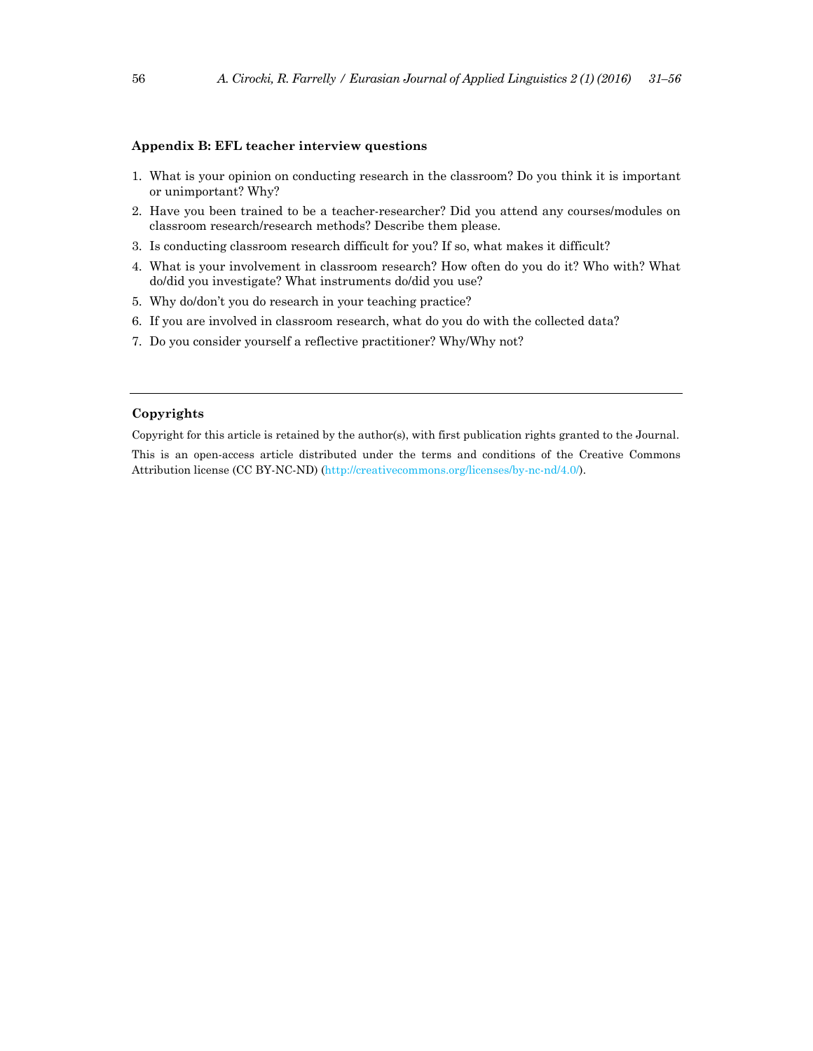### Appendix B: EFL teacher interview questions

1. What is your opinion on conducting research in the classroom? Do you think it is important or unimportant? Why?
2. Have you been trained to be a teacher-researcher? Did you attend any courses/modules on classroom research/research methods? Describe them please.
3. Is conducting classroom research difficult for you? If so, what makes it difficult?
4. What is your involvement in classroom research? How often do you do it? Who with? What do/did you investigate? What instruments do/did you use?
5. Why do/don't you do research in your teaching practice?
6. If you are involved in classroom research, what do you do with the collected data?
7. Do you consider yourself a reflective practitioner? Why/Why not?

---

### Copyrights

Copyright for this article is retained by the author(s), with first publication rights granted to the Journal.

This is an open-access article distributed under the terms and conditions of the Creative Commons Attribution license (CC BY-NC-ND) (http://creativecommons.org/licenses/by-nc-nd/4.0/).